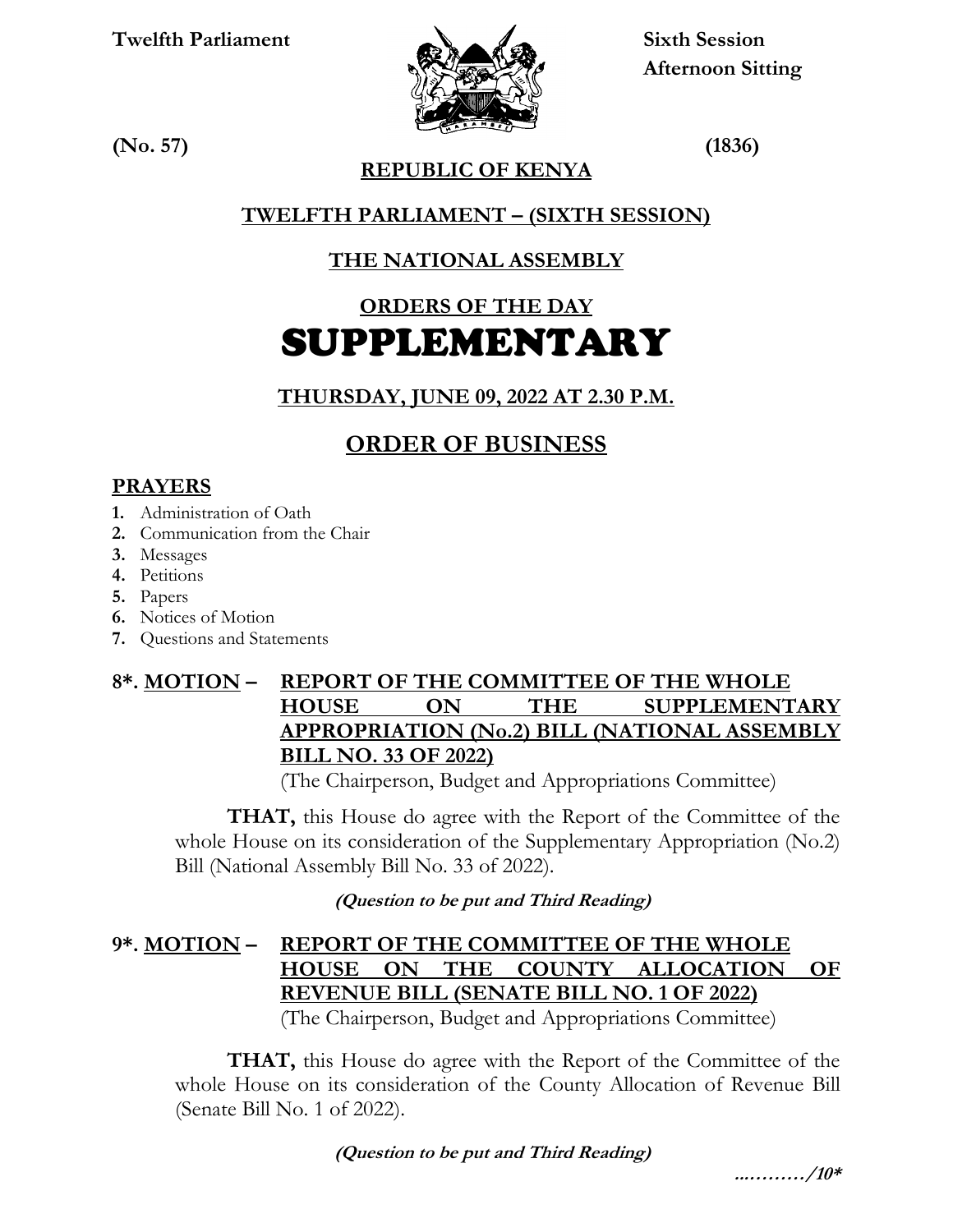**Twelfth Parliament**

**Sixth Session**

**Afternoon Sitting**

**(No. 57)** **(1836)**

# REPUBLIC OF KENYA

## TWELFTH PARLIAMENT – (SIXTH SESSION)

## THE NATIONAL ASSEMBLY

## ORDERS OF THE DAY

# SUPPLEMENTARY

### THURSDAY, JUNE 09, 2022 AT 2.30 P.M.

## ORDER OF BUSINESS

### PRAYERS

1. Administration of Oath
2. Communication from the Chair
3. Messages
4. Petitions
5. Papers
6. Notices of Motion
7. Questions and Statements

**8\*. MOTION – REPORT OF THE COMMITTEE OF THE WHOLE HOUSE ON THE SUPPLEMENTARY APPROPRIATION (No.2) BILL (NATIONAL ASSEMBLY BILL NO. 33 OF 2022)**

(The Chairperson, Budget and Appropriations Committee)

**THAT,** this House do agree with the Report of the Committee of the whole House on its consideration of the Supplementary Appropriation (No.2) Bill (National Assembly Bill No. 33 of 2022).

***(Question to be put and Third Reading)***

**9\*. MOTION – REPORT OF THE COMMITTEE OF THE WHOLE HOUSE ON THE COUNTY ALLOCATION OF REVENUE BILL (SENATE BILL NO. 1 OF 2022)**

(The Chairperson, Budget and Appropriations Committee)

**THAT,** this House do agree with the Report of the Committee of the whole House on its consideration of the County Allocation of Revenue Bill (Senate Bill No. 1 of 2022).

***(Question to be put and Third Reading)***

***…………/10\****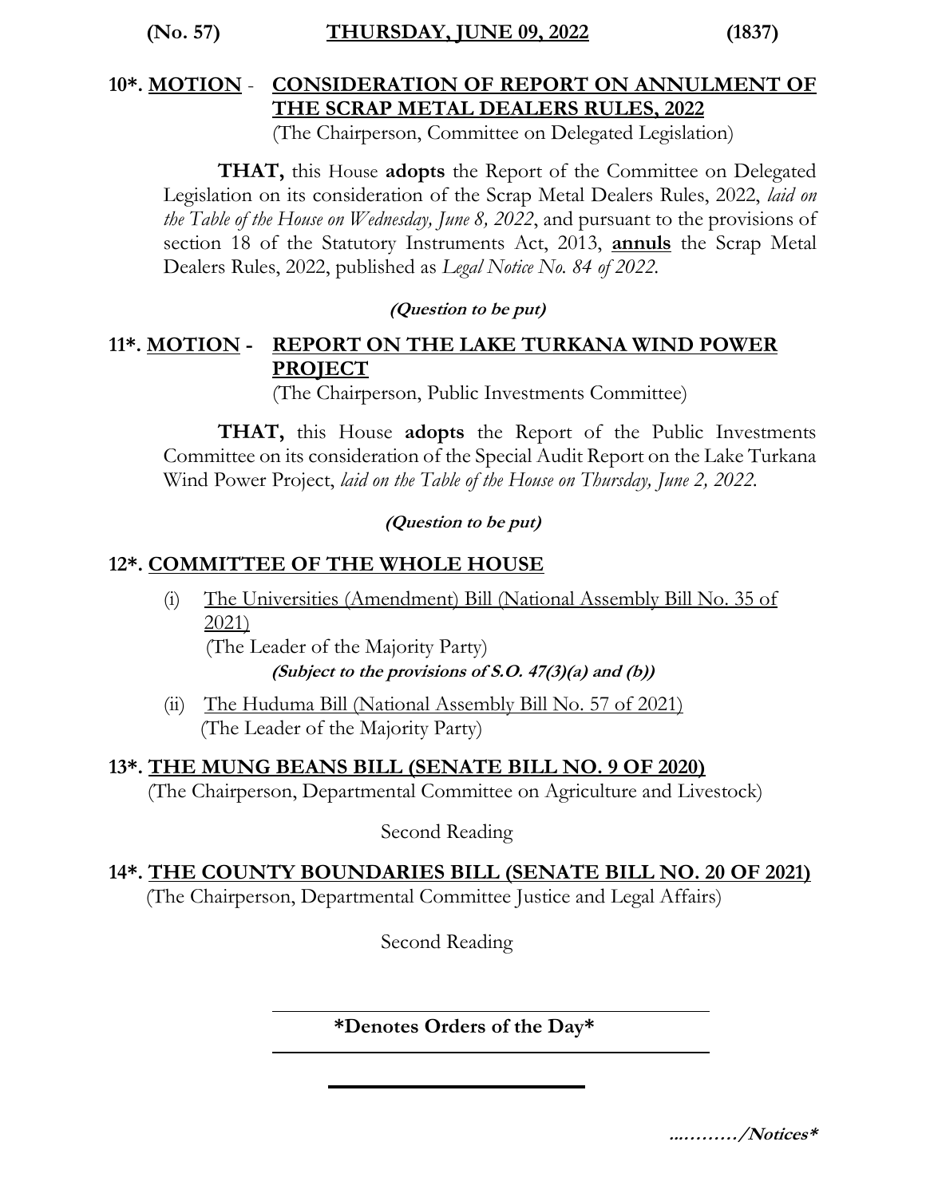**10*. MOTION - CONSIDERATION OF REPORT ON ANNULMENT OF THE SCRAP METAL DEALERS RULES, 2022**

(The Chairperson, Committee on Delegated Legislation)

**THAT,** this House **adopts** the Report of the Committee on Delegated Legislation on its consideration of the Scrap Metal Dealers Rules, 2022, *laid on the Table of the House on Wednesday, June 8, 2022*, and pursuant to the provisions of section 18 of the Statutory Instruments Act, 2013, **annuls** the Scrap Metal Dealers Rules, 2022, published as *Legal Notice No. 84 of 2022.*

***(Question to be put)***

**11*. MOTION - REPORT ON THE LAKE TURKANA WIND POWER PROJECT**

(The Chairperson, Public Investments Committee)

**THAT,** this House **adopts** the Report of the Public Investments Committee on its consideration of the Special Audit Report on the Lake Turkana Wind Power Project, *laid on the Table of the House on Thursday, June 2, 2022.*

***(Question to be put)***

**12*. COMMITTEE OF THE WHOLE HOUSE**

(i) The Universities (Amendment) Bill (National Assembly Bill No. 35 of 2021)
(The Leader of the Majority Party)
***(Subject to the provisions of S.O. 47(3)(a) and (b))***

(ii) The Huduma Bill (National Assembly Bill No. 57 of 2021)
(The Leader of the Majority Party)

**13*. THE MUNG BEANS BILL (SENATE BILL NO. 9 OF 2020)**

(The Chairperson, Departmental Committee on Agriculture and Livestock)

Second Reading

**14*. THE COUNTY BOUNDARIES BILL (SENATE BILL NO. 20 OF 2021)**

(The Chairperson, Departmental Committee Justice and Legal Affairs)

Second Reading

---

**\*Denotes Orders of the Day\***

---

***…………/Notices****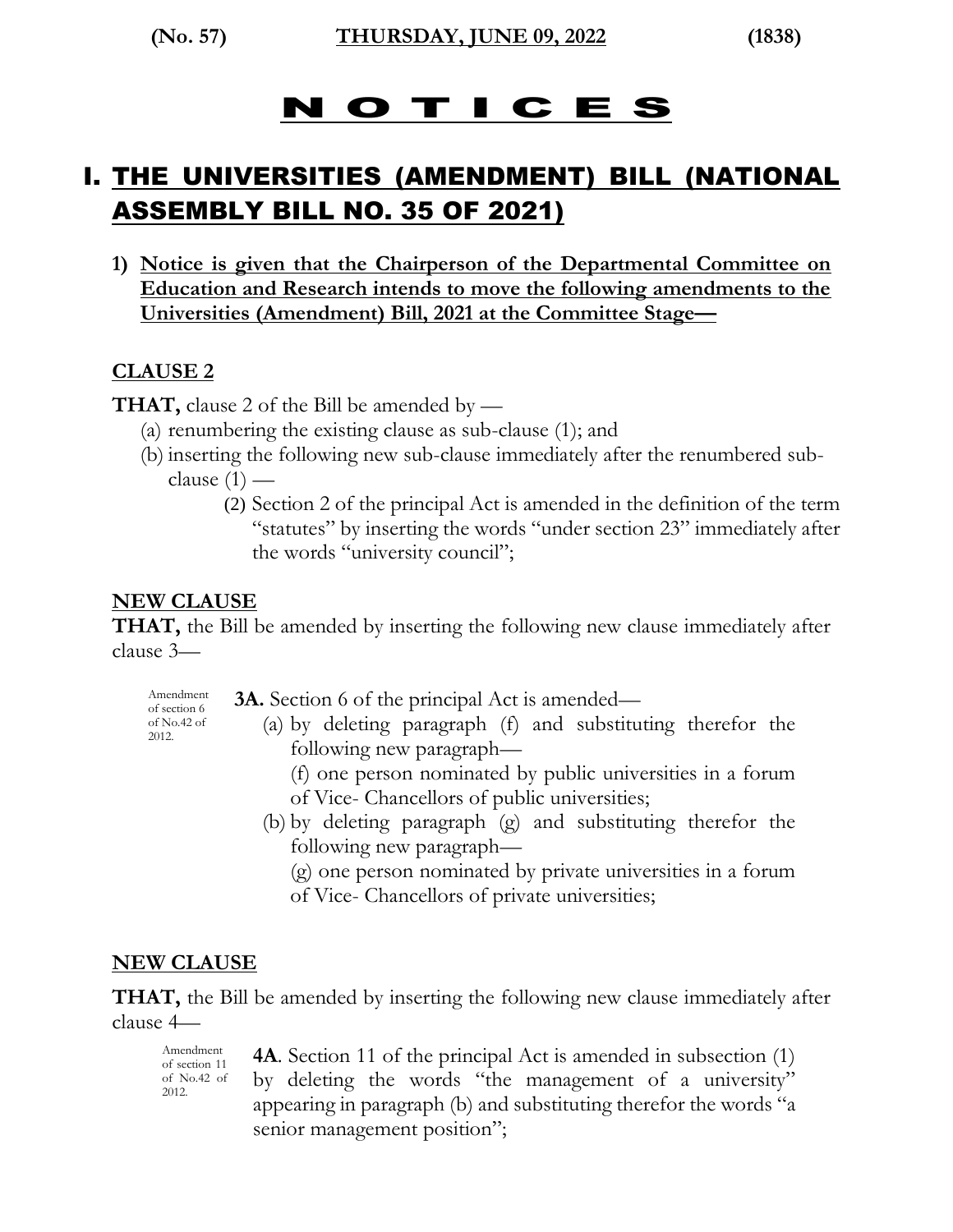# N O T I C E S

## I. THE UNIVERSITIES (AMENDMENT) BILL (NATIONAL ASSEMBLY BILL NO. 35 OF 2021)

1) **Notice is given that the Chairperson of the Departmental Committee on Education and Research intends to move the following amendments to the Universities (Amendment) Bill, 2021 at the Committee Stage—**

**CLAUSE 2**

**THAT,** clause 2 of the Bill be amended by —

(a) renumbering the existing clause as sub-clause (1); and

(b) inserting the following new sub-clause immediately after the renumbered sub-clause (1) —

> (2) Section 2 of the principal Act is amended in the definition of the term "statutes" by inserting the words "under section 23" immediately after the words "university council";

**NEW CLAUSE**

**THAT,** the Bill be amended by inserting the following new clause immediately after clause 3—

> Amendment of section 6 of No.42 of 2012.
>
> **3A.** Section 6 of the principal Act is amended—
>
> (a) by deleting paragraph (f) and substituting therefor the following new paragraph—
>
> (f) one person nominated by public universities in a forum of Vice- Chancellors of public universities;
>
> (b) by deleting paragraph (g) and substituting therefor the following new paragraph—
>
> (g) one person nominated by private universities in a forum of Vice- Chancellors of private universities;

**NEW CLAUSE**

**THAT,** the Bill be amended by inserting the following new clause immediately after clause 4—

> Amendment of section 11 of No.42 of 2012.
>
> **4A**. Section 11 of the principal Act is amended in subsection (1) by deleting the words "the management of a university" appearing in paragraph (b) and substituting therefor the words "a senior management position";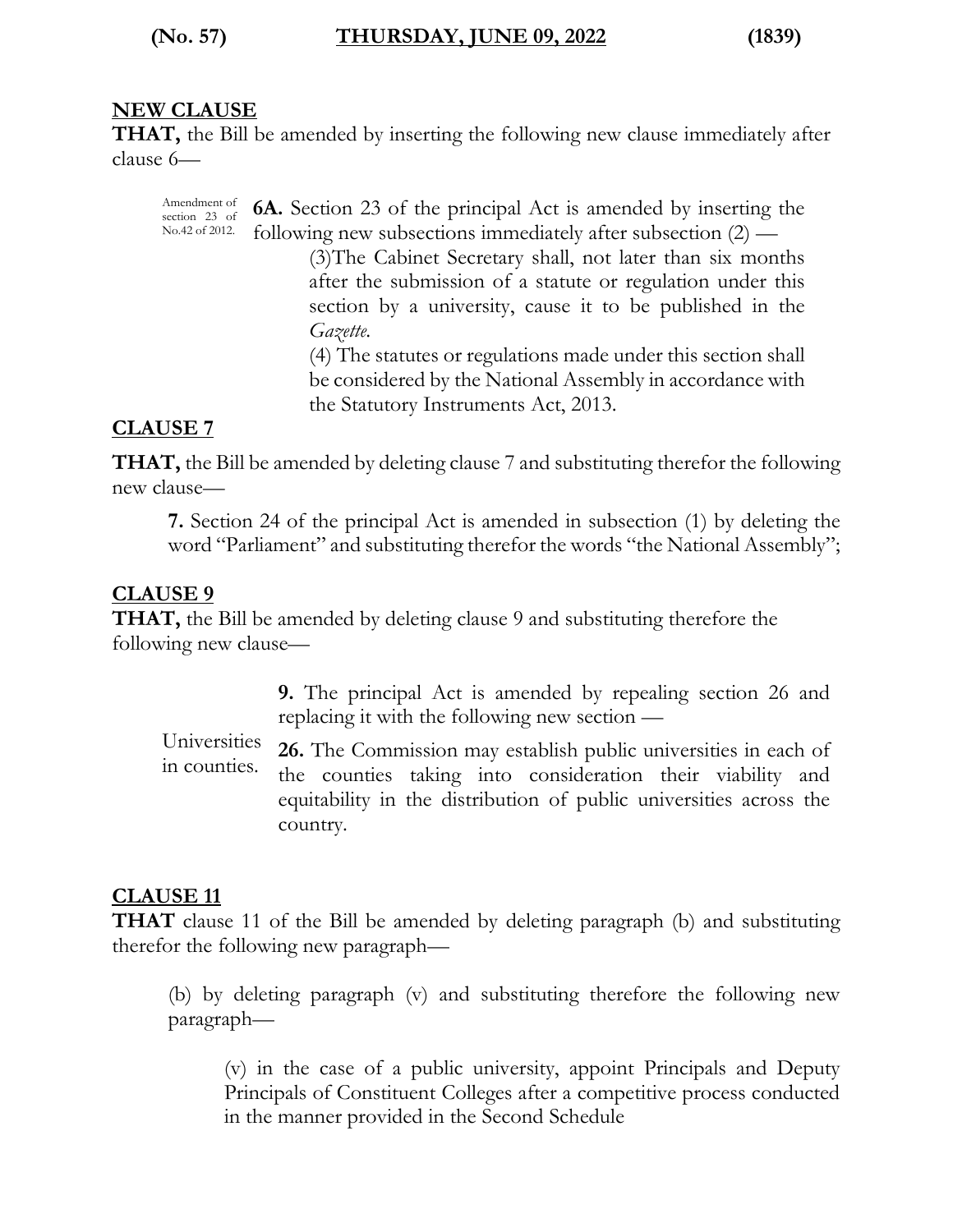**NEW CLAUSE**

**THAT,** the Bill be amended by inserting the following new clause immediately after clause 6—

Amendment of section 23 of No.42 of 2012.

**6A.** Section 23 of the principal Act is amended by inserting the following new subsections immediately after subsection (2) —

> (3)The Cabinet Secretary shall, not later than six months after the submission of a statute or regulation under this section by a university, cause it to be published in the *Gazette.*
>
> (4) The statutes or regulations made under this section shall be considered by the National Assembly in accordance with the Statutory Instruments Act, 2013.

**CLAUSE 7**

**THAT,** the Bill be amended by deleting clause 7 and substituting therefor the following new clause—

> **7.** Section 24 of the principal Act is amended in subsection (1) by deleting the word "Parliament" and substituting therefor the words "the National Assembly";

**CLAUSE 9**

**THAT,** the Bill be amended by deleting clause 9 and substituting therefore the following new clause—

> **9.** The principal Act is amended by repealing section 26 and replacing it with the following new section —

Universities in counties.

> **26.** The Commission may establish public universities in each of the counties taking into consideration their viability and equitability in the distribution of public universities across the country.

**CLAUSE 11**

**THAT** clause 11 of the Bill be amended by deleting paragraph (b) and substituting therefor the following new paragraph—

> (b) by deleting paragraph (v) and substituting therefore the following new paragraph—
>
> > (v) in the case of a public university, appoint Principals and Deputy Principals of Constituent Colleges after a competitive process conducted in the manner provided in the Second Schedule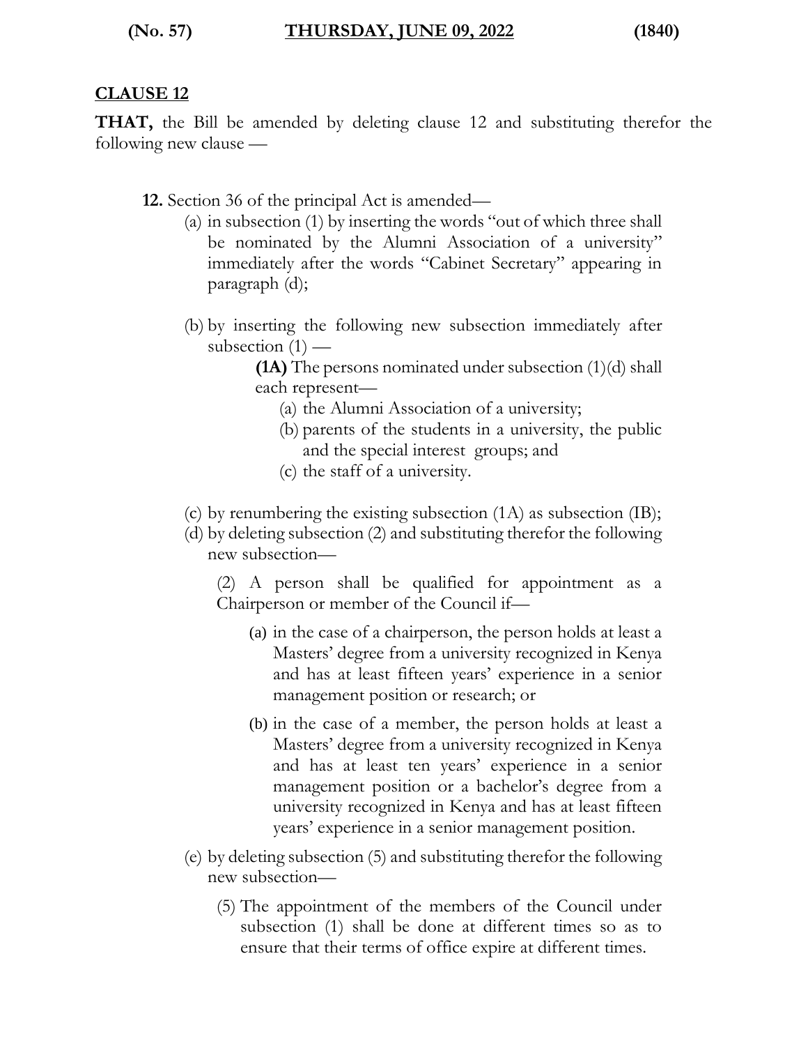**CLAUSE 12**

**THAT,** the Bill be amended by deleting clause 12 and substituting therefor the following new clause —

**12.** Section 36 of the principal Act is amended—

(a) in subsection (1) by inserting the words "out of which three shall be nominated by the Alumni Association of a university" immediately after the words "Cabinet Secretary" appearing in paragraph (d);

(b) by inserting the following new subsection immediately after subsection (1) —

> **(1A)** The persons nominated under subsection (1)(d) shall each represent—
>
> (a) the Alumni Association of a university;
>
> (b) parents of the students in a university, the public and the special interest groups; and
>
> (c) the staff of a university.

(c) by renumbering the existing subsection (1A) as subsection (IB);

(d) by deleting subsection (2) and substituting therefor the following new subsection—

> (2) A person shall be qualified for appointment as a Chairperson or member of the Council if—
>
> (a) in the case of a chairperson, the person holds at least a Masters' degree from a university recognized in Kenya and has at least fifteen years' experience in a senior management position or research; or
>
> (b) in the case of a member, the person holds at least a Masters' degree from a university recognized in Kenya and has at least ten years' experience in a senior management position or a bachelor's degree from a university recognized in Kenya and has at least fifteen years' experience in a senior management position.

(e) by deleting subsection (5) and substituting therefor the following new subsection—

> (5) The appointment of the members of the Council under subsection (1) shall be done at different times so as to ensure that their terms of office expire at different times.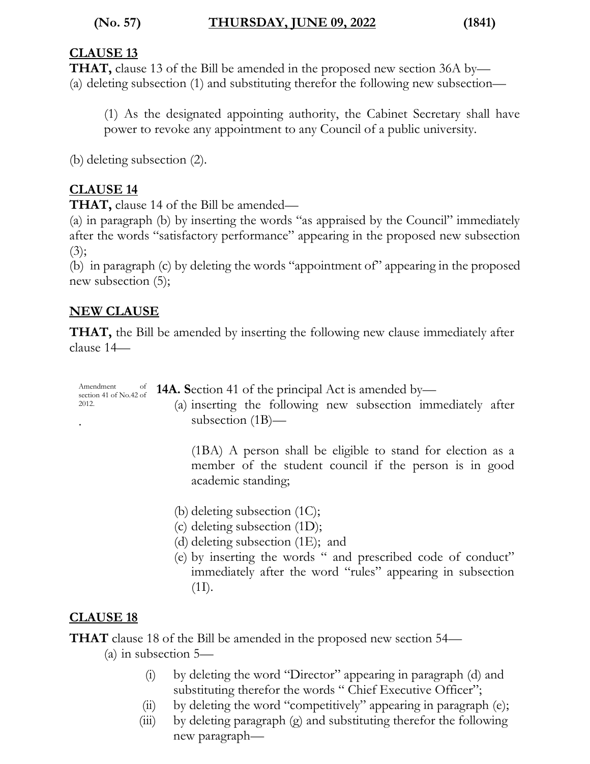## CLAUSE 13

**THAT,** clause 13 of the Bill be amended in the proposed new section 36A by—

(a) deleting subsection (1) and substituting therefor the following new subsection—

> (1) As the designated appointing authority, the Cabinet Secretary shall have power to revoke any appointment to any Council of a public university.

(b) deleting subsection (2).

## CLAUSE 14

**THAT,** clause 14 of the Bill be amended—

(a) in paragraph (b) by inserting the words "as appraised by the Council" immediately after the words "satisfactory performance" appearing in the proposed new subsection (3);

(b) in paragraph (c) by deleting the words "appointment of" appearing in the proposed new subsection (5);

## NEW CLAUSE

**THAT,** the Bill be amended by inserting the following new clause immediately after clause 14—

*Amendment of section 41 of No.42 of 2012.*

**14A. S**ection 41 of the principal Act is amended by—

(a) inserting the following new subsection immediately after subsection (1B)—

> (1BA) A person shall be eligible to stand for election as a member of the student council if the person is in good academic standing;

(b) deleting subsection (1C);

(c) deleting subsection (1D);

(d) deleting subsection (1E); and

(e) by inserting the words " and prescribed code of conduct" immediately after the word "rules" appearing in subsection (1I).

## CLAUSE 18

**THAT** clause 18 of the Bill be amended in the proposed new section 54—

(a) in subsection 5—

(i) by deleting the word "Director" appearing in paragraph (d) and substituting therefor the words " Chief Executive Officer";

(ii) by deleting the word "competitively" appearing in paragraph (e);

(iii) by deleting paragraph (g) and substituting therefor the following new paragraph—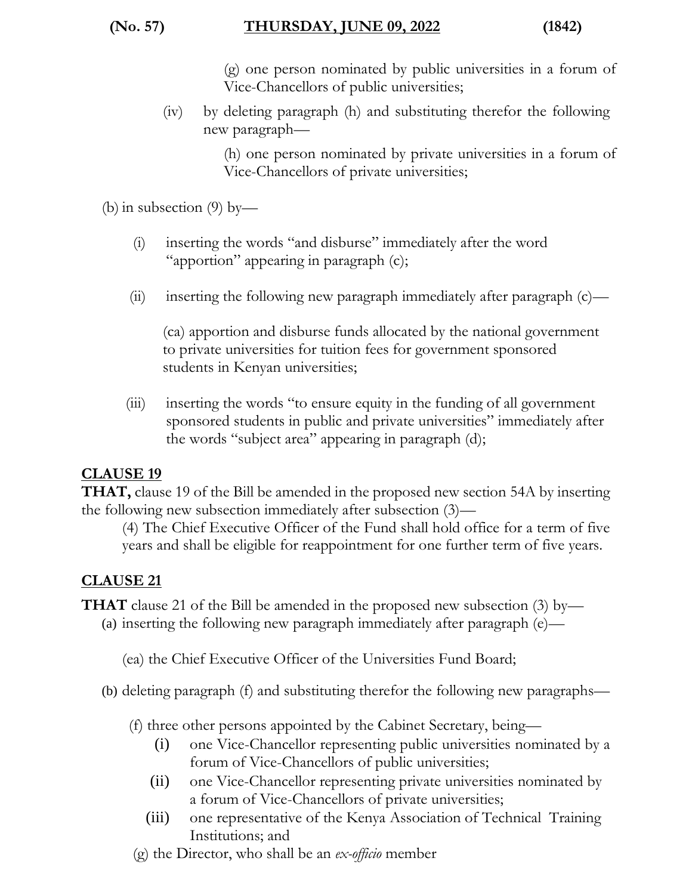(g) one person nominated by public universities in a forum of Vice-Chancellors of public universities;

(iv) by deleting paragraph (h) and substituting therefor the following new paragraph—

(h) one person nominated by private universities in a forum of Vice-Chancellors of private universities;

(b) in subsection (9) by—

(i) inserting the words "and disburse" immediately after the word "apportion" appearing in paragraph (c);

(ii) inserting the following new paragraph immediately after paragraph (c)—

(ca) apportion and disburse funds allocated by the national government to private universities for tuition fees for government sponsored students in Kenyan universities;

(iii) inserting the words "to ensure equity in the funding of all government sponsored students in public and private universities" immediately after the words "subject area" appearing in paragraph (d);

## CLAUSE 19

**THAT,** clause 19 of the Bill be amended in the proposed new section 54A by inserting the following new subsection immediately after subsection (3)—

(4) The Chief Executive Officer of the Fund shall hold office for a term of five years and shall be eligible for reappointment for one further term of five years.

## CLAUSE 21

**THAT** clause 21 of the Bill be amended in the proposed new subsection (3) by—

(a) inserting the following new paragraph immediately after paragraph (e)—

(ea) the Chief Executive Officer of the Universities Fund Board;

(b) deleting paragraph (f) and substituting therefor the following new paragraphs—

(f) three other persons appointed by the Cabinet Secretary, being—

(i) one Vice-Chancellor representing public universities nominated by a forum of Vice-Chancellors of public universities;

(ii) one Vice-Chancellor representing private universities nominated by a forum of Vice-Chancellors of private universities;

(iii) one representative of the Kenya Association of Technical Training Institutions; and

(g) the Director, who shall be an *ex-officio* member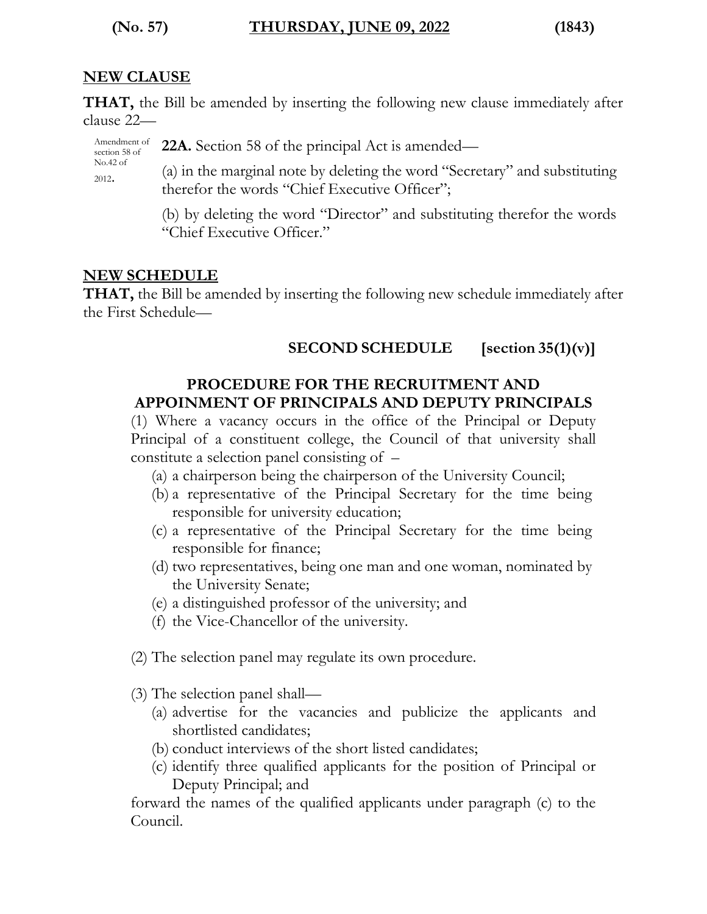## NEW CLAUSE

**THAT,** the Bill be amended by inserting the following new clause immediately after clause 22—

Amendment of section 58 of No.42 of 2012.

**22A.** Section 58 of the principal Act is amended—

(a) in the marginal note by deleting the word "Secretary" and substituting therefor the words "Chief Executive Officer";

(b) by deleting the word "Director" and substituting therefor the words "Chief Executive Officer."

## NEW SCHEDULE

**THAT,** the Bill be amended by inserting the following new schedule immediately after the First Schedule—

**SECOND SCHEDULE [section 35(1)(v)]**

**PROCEDURE FOR THE RECRUITMENT AND APPOINTMENT OF PRINCIPALS AND DEPUTY PRINCIPALS**

(1) Where a vacancy occurs in the office of the Principal or Deputy Principal of a constituent college, the Council of that university shall constitute a selection panel consisting of –

(a) a chairperson being the chairperson of the University Council;
(b) a representative of the Principal Secretary for the time being responsible for university education;
(c) a representative of the Principal Secretary for the time being responsible for finance;
(d) two representatives, being one man and one woman, nominated by the University Senate;
(e) a distinguished professor of the university; and
(f) the Vice-Chancellor of the university.

(2) The selection panel may regulate its own procedure.

(3) The selection panel shall—

(a) advertise for the vacancies and publicize the applicants and shortlisted candidates;
(b) conduct interviews of the short listed candidates;
(c) identify three qualified applicants for the position of Principal or Deputy Principal; and

forward the names of the qualified applicants under paragraph (c) to the Council.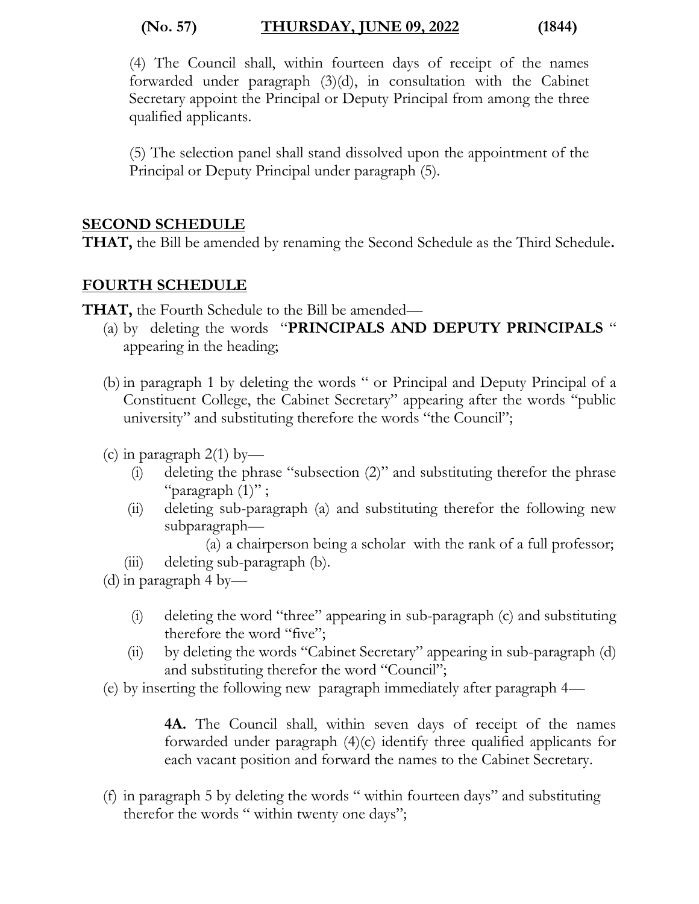(4) The Council shall, within fourteen days of receipt of the names forwarded under paragraph (3)(d), in consultation with the Cabinet Secretary appoint the Principal or Deputy Principal from among the three qualified applicants.

(5) The selection panel shall stand dissolved upon the appointment of the Principal or Deputy Principal under paragraph (5).

## SECOND SCHEDULE

**THAT,** the Bill be amended by renaming the Second Schedule as the Third Schedule**.**

## FOURTH SCHEDULE

**THAT,** the Fourth Schedule to the Bill be amended—

(a) by deleting the words "**PRINCIPALS AND DEPUTY PRINCIPALS** " appearing in the heading;

(b) in paragraph 1 by deleting the words " or Principal and Deputy Principal of a Constituent College, the Cabinet Secretary" appearing after the words "public university" and substituting therefore the words "the Council";

(c) in paragraph 2(1) by—

(i) deleting the phrase "subsection (2)" and substituting therefor the phrase "paragraph (1)" ;

(ii) deleting sub-paragraph (a) and substituting therefor the following new subparagraph—

(a) a chairperson being a scholar with the rank of a full professor;

(iii) deleting sub-paragraph (b).

(d) in paragraph 4 by—

(i) deleting the word "three" appearing in sub-paragraph (c) and substituting therefore the word "five";

(ii) by deleting the words "Cabinet Secretary" appearing in sub-paragraph (d) and substituting therefor the word "Council";

(e) by inserting the following new paragraph immediately after paragraph 4—

**4A.** The Council shall, within seven days of receipt of the names forwarded under paragraph (4)(c) identify three qualified applicants for each vacant position and forward the names to the Cabinet Secretary.

(f) in paragraph 5 by deleting the words " within fourteen days" and substituting therefor the words " within twenty one days";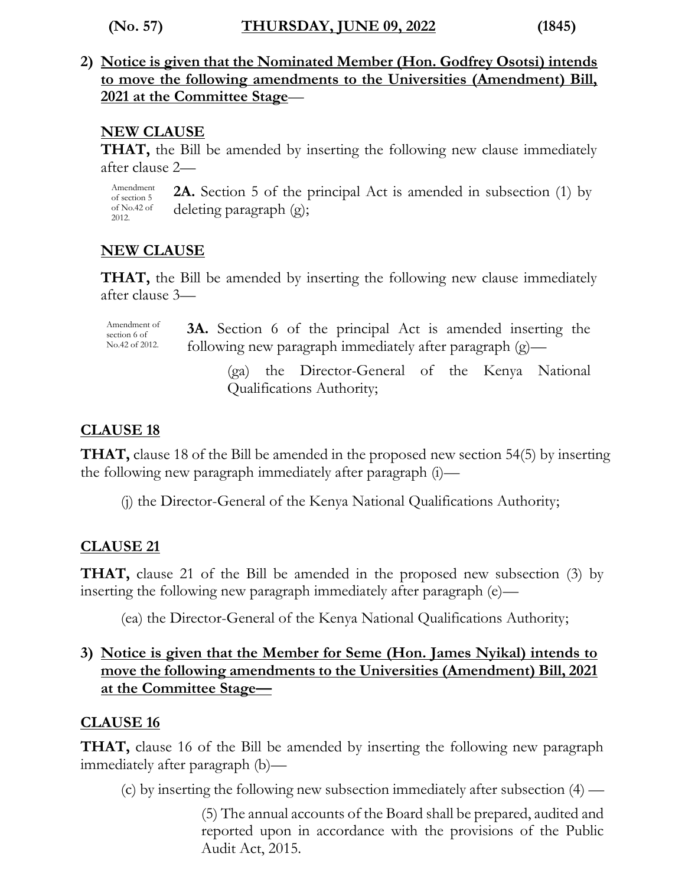**2) Notice is given that the Nominated Member (Hon. Godfrey Osotsi) intends to move the following amendments to the Universities (Amendment) Bill, 2021 at the Committee Stage**—

**NEW CLAUSE**

**THAT,** the Bill be amended by inserting the following new clause immediately after clause 2—

Amendment of section 5 of No.42 of 2012.

**2A.** Section 5 of the principal Act is amended in subsection (1) by deleting paragraph (g);

**NEW CLAUSE**

**THAT,** the Bill be amended by inserting the following new clause immediately after clause 3—

Amendment of section 6 of No.42 of 2012.

**3A.** Section 6 of the principal Act is amended inserting the following new paragraph immediately after paragraph (g)—

(ga) the Director-General of the Kenya National Qualifications Authority;

**CLAUSE 18**

**THAT,** clause 18 of the Bill be amended in the proposed new section 54(5) by inserting the following new paragraph immediately after paragraph (i)—

(j) the Director-General of the Kenya National Qualifications Authority;

**CLAUSE 21**

**THAT,** clause 21 of the Bill be amended in the proposed new subsection (3) by inserting the following new paragraph immediately after paragraph (e)—

(ea) the Director-General of the Kenya National Qualifications Authority;

**3) Notice is given that the Member for Seme (Hon. James Nyikal) intends to move the following amendments to the Universities (Amendment) Bill, 2021 at the Committee Stage—**

**CLAUSE 16**

**THAT,** clause 16 of the Bill be amended by inserting the following new paragraph immediately after paragraph (b)—

(c) by inserting the following new subsection immediately after subsection (4) —

(5) The annual accounts of the Board shall be prepared, audited and reported upon in accordance with the provisions of the Public Audit Act, 2015.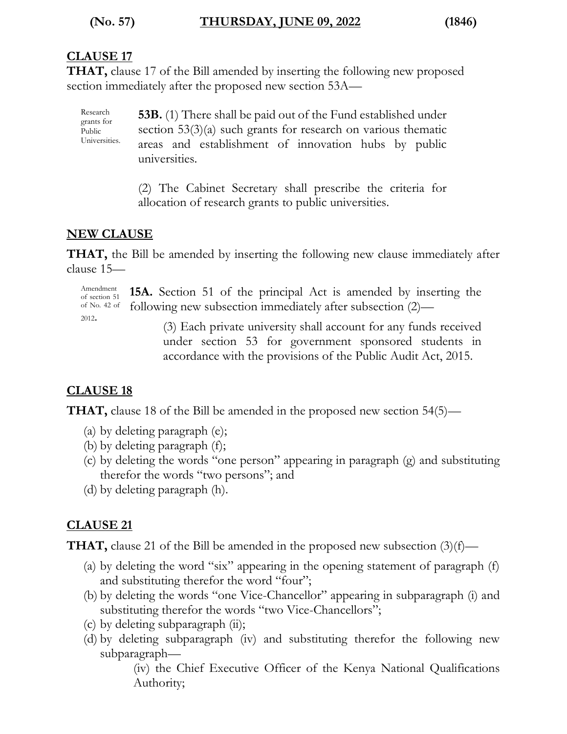**CLAUSE 17**

**THAT,** clause 17 of the Bill amended by inserting the following new proposed section immediately after the proposed new section 53A—

Research grants for Public Universities.

**53B.** (1) There shall be paid out of the Fund established under section 53(3)(a) such grants for research on various thematic areas and establishment of innovation hubs by public universities.

(2) The Cabinet Secretary shall prescribe the criteria for allocation of research grants to public universities.

**NEW CLAUSE**

**THAT,** the Bill be amended by inserting the following new clause immediately after clause 15—

Amendment of section 51 of No. 42 of 2012.

**15A.** Section 51 of the principal Act is amended by inserting the following new subsection immediately after subsection (2)—

> (3) Each private university shall account for any funds received under section 53 for government sponsored students in accordance with the provisions of the Public Audit Act, 2015.

**CLAUSE 18**

**THAT,** clause 18 of the Bill be amended in the proposed new section 54(5)—

(a) by deleting paragraph (e);
(b) by deleting paragraph (f);
(c) by deleting the words "one person" appearing in paragraph (g) and substituting therefor the words "two persons"; and
(d) by deleting paragraph (h).

**CLAUSE 21**

**THAT,** clause 21 of the Bill be amended in the proposed new subsection (3)(f)—

(a) by deleting the word "six" appearing in the opening statement of paragraph (f) and substituting therefor the word "four";
(b) by deleting the words "one Vice-Chancellor" appearing in subparagraph (i) and substituting therefor the words "two Vice-Chancellors";
(c) by deleting subparagraph (ii);
(d) by deleting subparagraph (iv) and substituting therefor the following new subparagraph—

> (iv) the Chief Executive Officer of the Kenya National Qualifications Authority;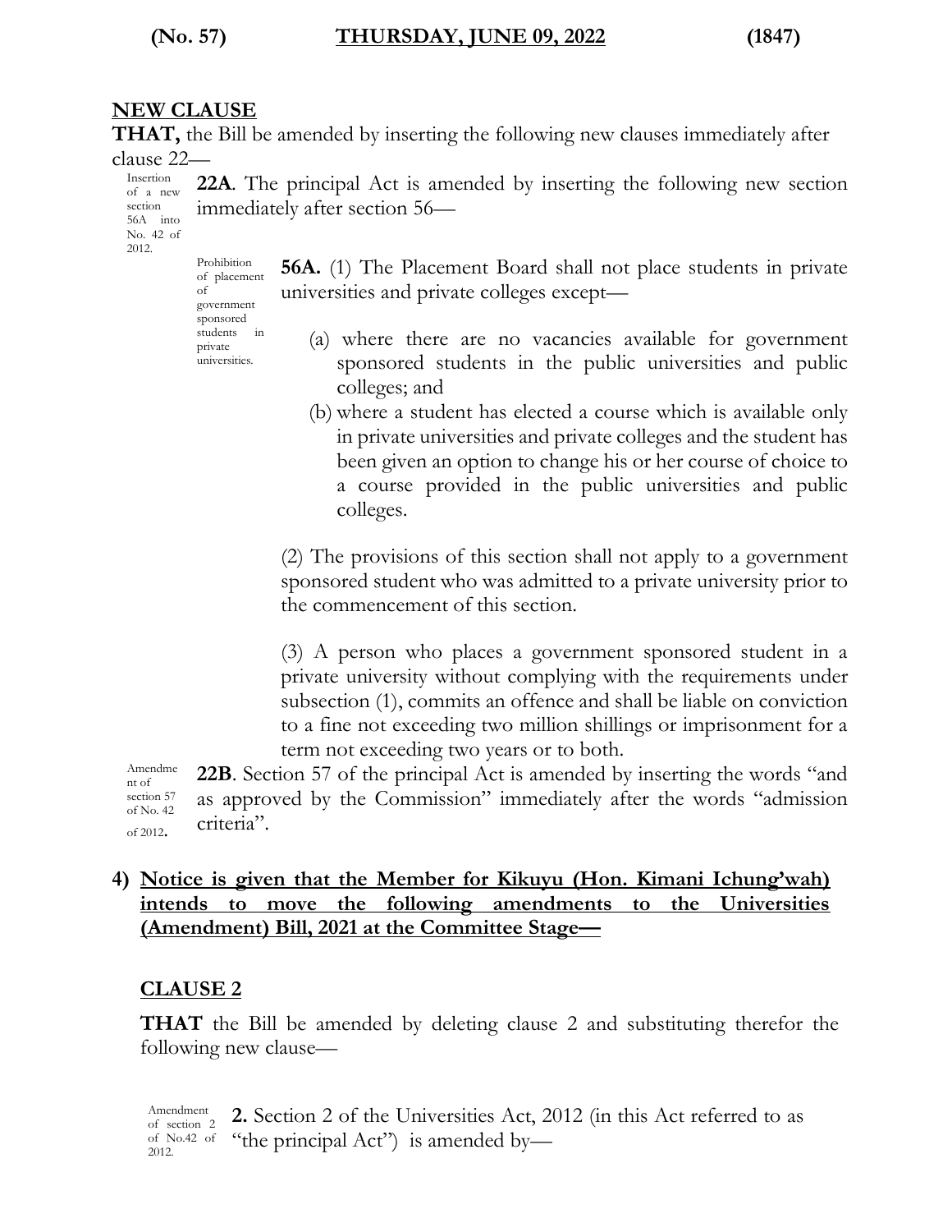## NEW CLAUSE

**THAT,** the Bill be amended by inserting the following new clauses immediately after clause 22—

Insertion of a new section 56A into No. 42 of 2012.

**22A**. The principal Act is amended by inserting the following new section immediately after section 56—

Prohibition of placement of government sponsored students in private universities.

**56A.** (1) The Placement Board shall not place students in private universities and private colleges except—

(a) where there are no vacancies available for government sponsored students in the public universities and public colleges; and

(b) where a student has elected a course which is available only in private universities and private colleges and the student has been given an option to change his or her course of choice to a course provided in the public universities and public colleges.

(2) The provisions of this section shall not apply to a government sponsored student who was admitted to a private university prior to the commencement of this section.

(3) A person who places a government sponsored student in a private university without complying with the requirements under subsection (1), commits an offence and shall be liable on conviction to a fine not exceeding two million shillings or imprisonment for a term not exceeding two years or to both.

Amendment of section 57 of No. 42 of 2012.

**22B**. Section 57 of the principal Act is amended by inserting the words "and as approved by the Commission" immediately after the words "admission criteria".

**4) Notice is given that the Member for Kikuyu (Hon. Kimani Ichung'wah) intends to move the following amendments to the Universities (Amendment) Bill, 2021 at the Committee Stage—**

## CLAUSE 2

**THAT** the Bill be amended by deleting clause 2 and substituting therefor the following new clause—

Amendment of section 2 of No.42 of 2012.

**2.** Section 2 of the Universities Act, 2012 (in this Act referred to as "the principal Act") is amended by—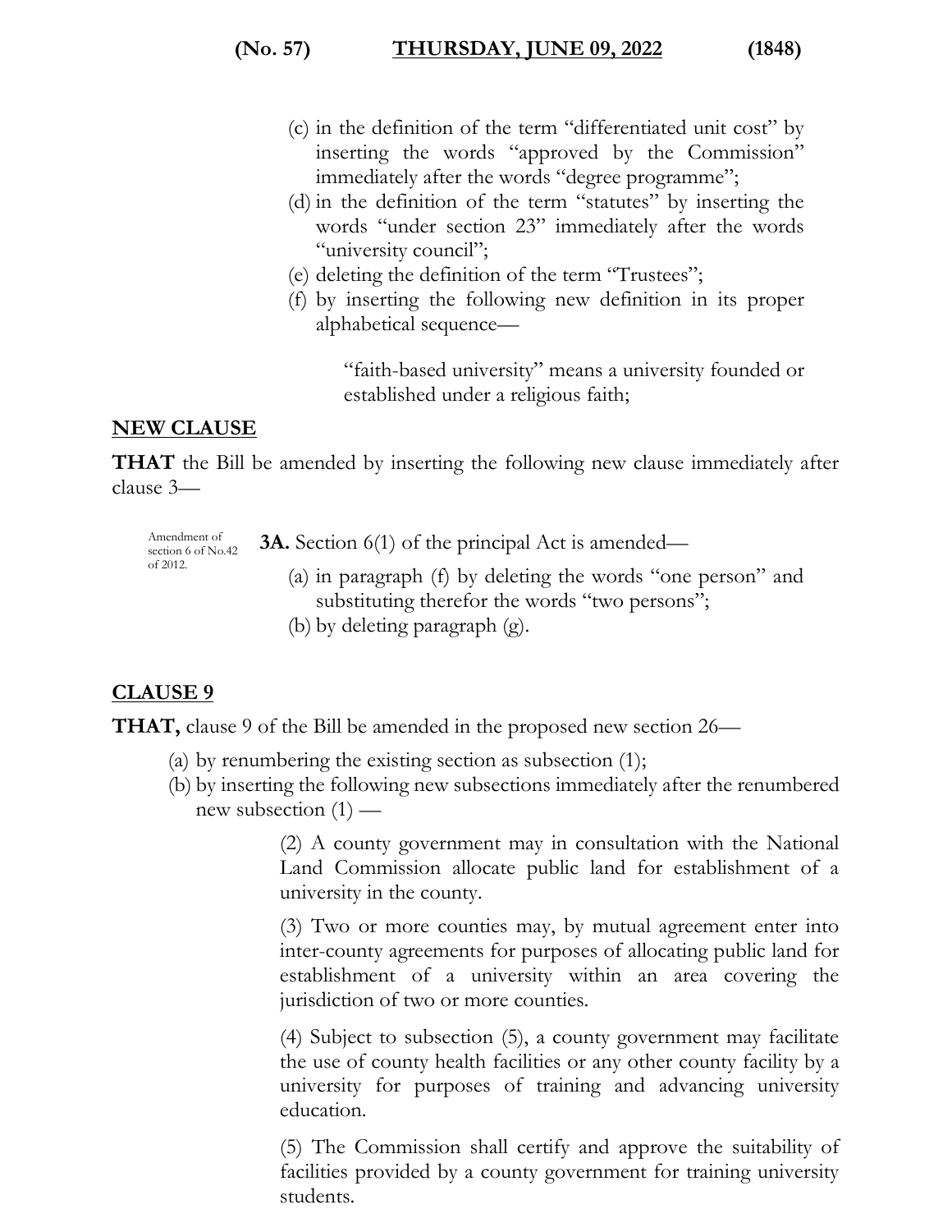(c) in the definition of the term "differentiated unit cost" by inserting the words "approved by the Commission" immediately after the words "degree programme";

(d) in the definition of the term "statutes" by inserting the words "under section 23" immediately after the words "university council";

(e) deleting the definition of the term "Trustees";

(f) by inserting the following new definition in its proper alphabetical sequence—

> "faith-based university" means a university founded or established under a religious faith;

**NEW CLAUSE**

**THAT** the Bill be amended by inserting the following new clause immediately after clause 3—

Amendment of section 6 of No.42 of 2012.

**3A.** Section 6(1) of the principal Act is amended—

(a) in paragraph (f) by deleting the words "one person" and substituting therefor the words "two persons";

(b) by deleting paragraph (g).

**CLAUSE 9**

**THAT,** clause 9 of the Bill be amended in the proposed new section 26—

(a) by renumbering the existing section as subsection (1);

(b) by inserting the following new subsections immediately after the renumbered new subsection (1) —

> (2) A county government may in consultation with the National Land Commission allocate public land for establishment of a university in the county.
>
> (3) Two or more counties may, by mutual agreement enter into inter-county agreements for purposes of allocating public land for establishment of a university within an area covering the jurisdiction of two or more counties.
>
> (4) Subject to subsection (5), a county government may facilitate the use of county health facilities or any other county facility by a university for purposes of training and advancing university education.
>
> (5) The Commission shall certify and approve the suitability of facilities provided by a county government for training university students.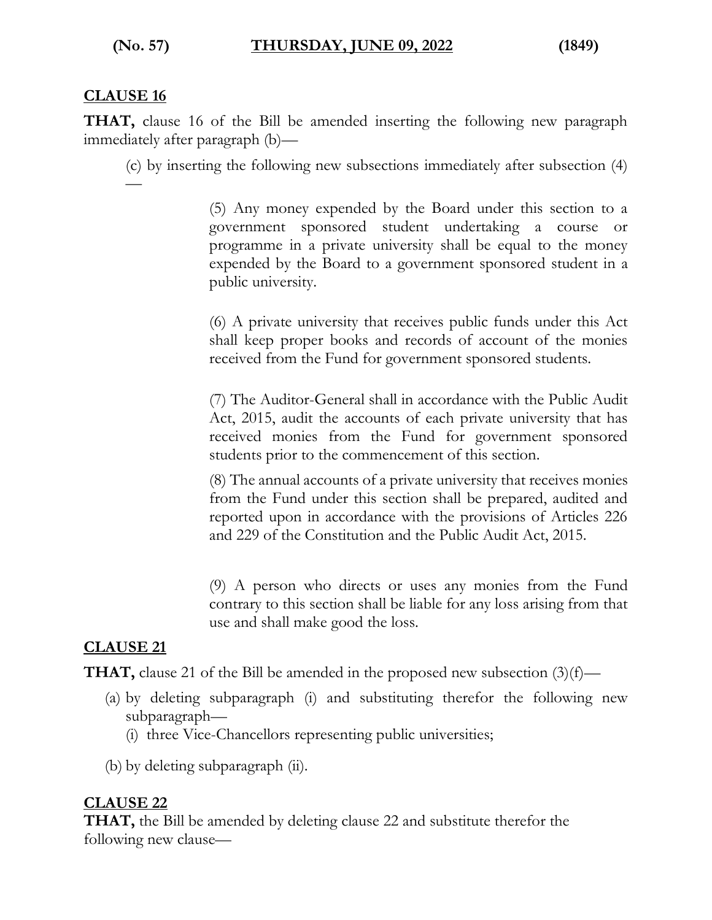## CLAUSE 16

**THAT,** clause 16 of the Bill be amended inserting the following new paragraph immediately after paragraph (b)—

(c) by inserting the following new subsections immediately after subsection (4) —

> (5) Any money expended by the Board under this section to a government sponsored student undertaking a course or programme in a private university shall be equal to the money expended by the Board to a government sponsored student in a public university.
>
> (6) A private university that receives public funds under this Act shall keep proper books and records of account of the monies received from the Fund for government sponsored students.
>
> (7) The Auditor-General shall in accordance with the Public Audit Act, 2015, audit the accounts of each private university that has received monies from the Fund for government sponsored students prior to the commencement of this section.
>
> (8) The annual accounts of a private university that receives monies from the Fund under this section shall be prepared, audited and reported upon in accordance with the provisions of Articles 226 and 229 of the Constitution and the Public Audit Act, 2015.
>
> (9) A person who directs or uses any monies from the Fund contrary to this section shall be liable for any loss arising from that use and shall make good the loss.

## CLAUSE 21

**THAT,** clause 21 of the Bill be amended in the proposed new subsection (3)(f)—

(a) by deleting subparagraph (i) and substituting therefor the following new subparagraph—
  (i) three Vice-Chancellors representing public universities;

(b) by deleting subparagraph (ii).

## CLAUSE 22

**THAT,** the Bill be amended by deleting clause 22 and substitute therefor the following new clause—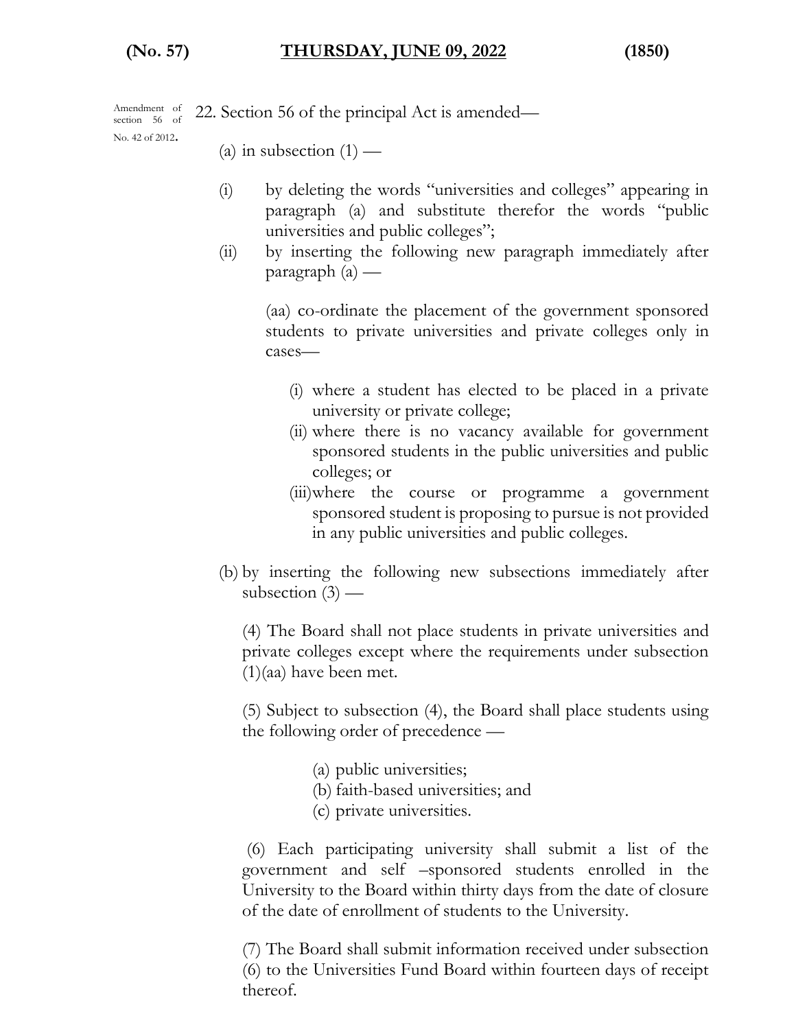Amendment of section 56 of No. 42 of 2012.

22. Section 56 of the principal Act is amended—

(a) in subsection (1) —

(i) by deleting the words "universities and colleges" appearing in paragraph (a) and substitute therefor the words "public universities and public colleges";

(ii) by inserting the following new paragraph immediately after paragraph (a) —

(aa) co-ordinate the placement of the government sponsored students to private universities and private colleges only in cases—

(i) where a student has elected to be placed in a private university or private college;

(ii) where there is no vacancy available for government sponsored students in the public universities and public colleges; or

(iii) where the course or programme a government sponsored student is proposing to pursue is not provided in any public universities and public colleges.

(b) by inserting the following new subsections immediately after subsection (3) —

(4) The Board shall not place students in private universities and private colleges except where the requirements under subsection (1)(aa) have been met.

(5) Subject to subsection (4), the Board shall place students using the following order of precedence —

(a) public universities;
(b) faith-based universities; and
(c) private universities.

(6) Each participating university shall submit a list of the government and self –sponsored students enrolled in the University to the Board within thirty days from the date of closure of the date of enrollment of students to the University.

(7) The Board shall submit information received under subsection (6) to the Universities Fund Board within fourteen days of receipt thereof.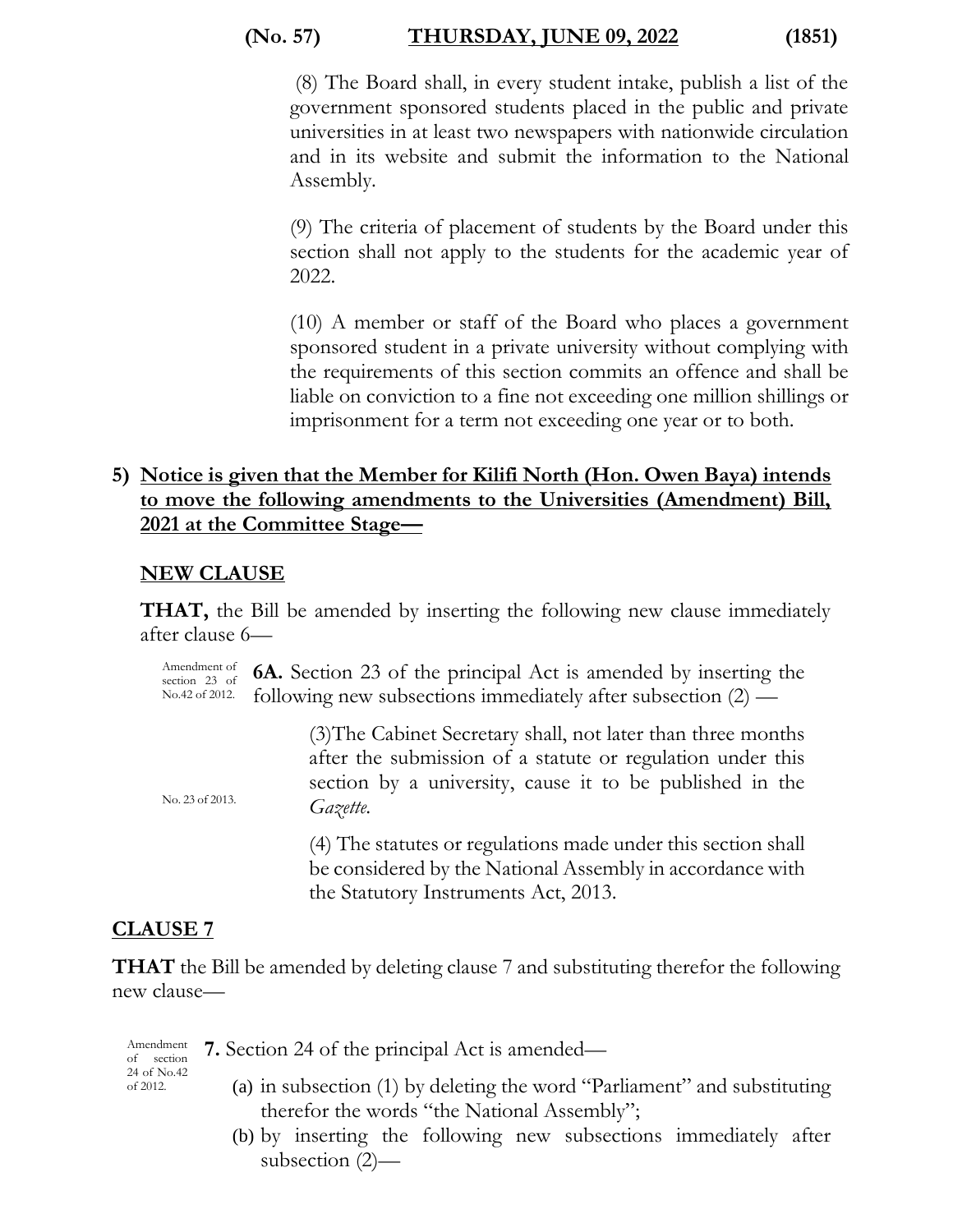(8) The Board shall, in every student intake, publish a list of the government sponsored students placed in the public and private universities in at least two newspapers with nationwide circulation and in its website and submit the information to the National Assembly.

(9) The criteria of placement of students by the Board under this section shall not apply to the students for the academic year of 2022.

(10) A member or staff of the Board who places a government sponsored student in a private university without complying with the requirements of this section commits an offence and shall be liable on conviction to a fine not exceeding one million shillings or imprisonment for a term not exceeding one year or to both.

**5) Notice is given that the Member for Kilifi North (Hon. Owen Baya) intends to move the following amendments to the Universities (Amendment) Bill, 2021 at the Committee Stage—**

**NEW CLAUSE**

**THAT,** the Bill be amended by inserting the following new clause immediately after clause 6—

Amendment of section 23 of No.42 of 2012.

**6A.** Section 23 of the principal Act is amended by inserting the following new subsections immediately after subsection (2) —

(3) The Cabinet Secretary shall, not later than three months after the submission of a statute or regulation under this section by a university, cause it to be published in the *Gazette*.

No. 23 of 2013.

(4) The statutes or regulations made under this section shall be considered by the National Assembly in accordance with the Statutory Instruments Act, 2013.

**CLAUSE 7**

**THAT** the Bill be amended by deleting clause 7 and substituting therefor the following new clause—

Amendment of section 24 of No.42 of 2012.

**7.** Section 24 of the principal Act is amended—

(a) in subsection (1) by deleting the word "Parliament" and substituting therefor the words "the National Assembly";

(b) by inserting the following new subsections immediately after subsection (2)—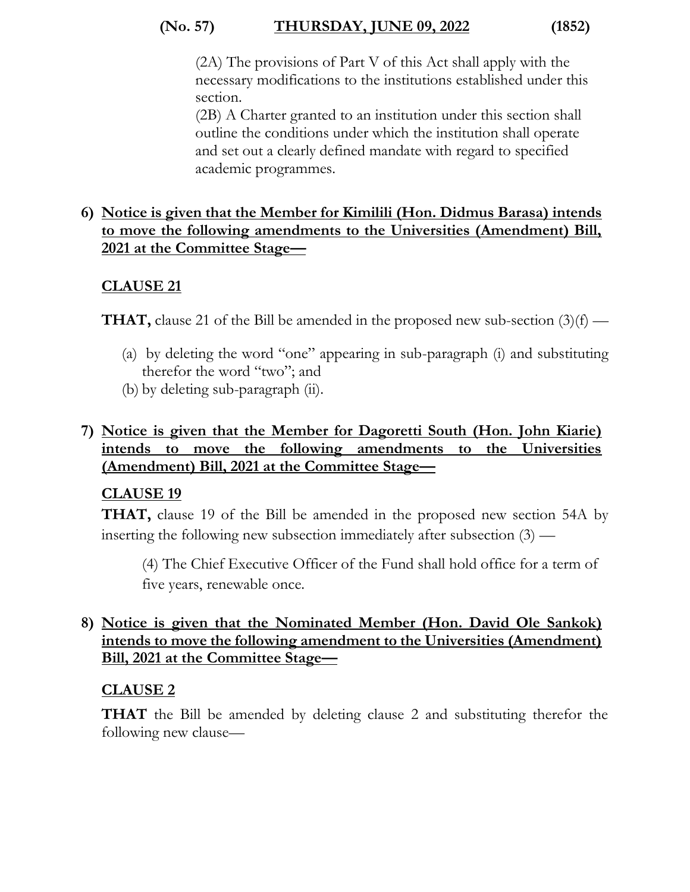(2A) The provisions of Part V of this Act shall apply with the necessary modifications to the institutions established under this section.

(2B) A Charter granted to an institution under this section shall outline the conditions under which the institution shall operate and set out a clearly defined mandate with regard to specified academic programmes.

**6) Notice is given that the Member for Kimilili (Hon. Didmus Barasa) intends to move the following amendments to the Universities (Amendment) Bill, 2021 at the Committee Stage—**

**CLAUSE 21**

**THAT,** clause 21 of the Bill be amended in the proposed new sub-section (3)(f) —

(a) by deleting the word "one" appearing in sub-paragraph (i) and substituting therefor the word "two"; and

(b) by deleting sub-paragraph (ii).

**7) Notice is given that the Member for Dagoretti South (Hon. John Kiarie) intends to move the following amendments to the Universities (Amendment) Bill, 2021 at the Committee Stage—**

**CLAUSE 19**

**THAT,** clause 19 of the Bill be amended in the proposed new section 54A by inserting the following new subsection immediately after subsection (3) —

(4) The Chief Executive Officer of the Fund shall hold office for a term of five years, renewable once.

**8) Notice is given that the Nominated Member (Hon. David Ole Sankok) intends to move the following amendment to the Universities (Amendment) Bill, 2021 at the Committee Stage—**

**CLAUSE 2**

**THAT** the Bill be amended by deleting clause 2 and substituting therefor the following new clause—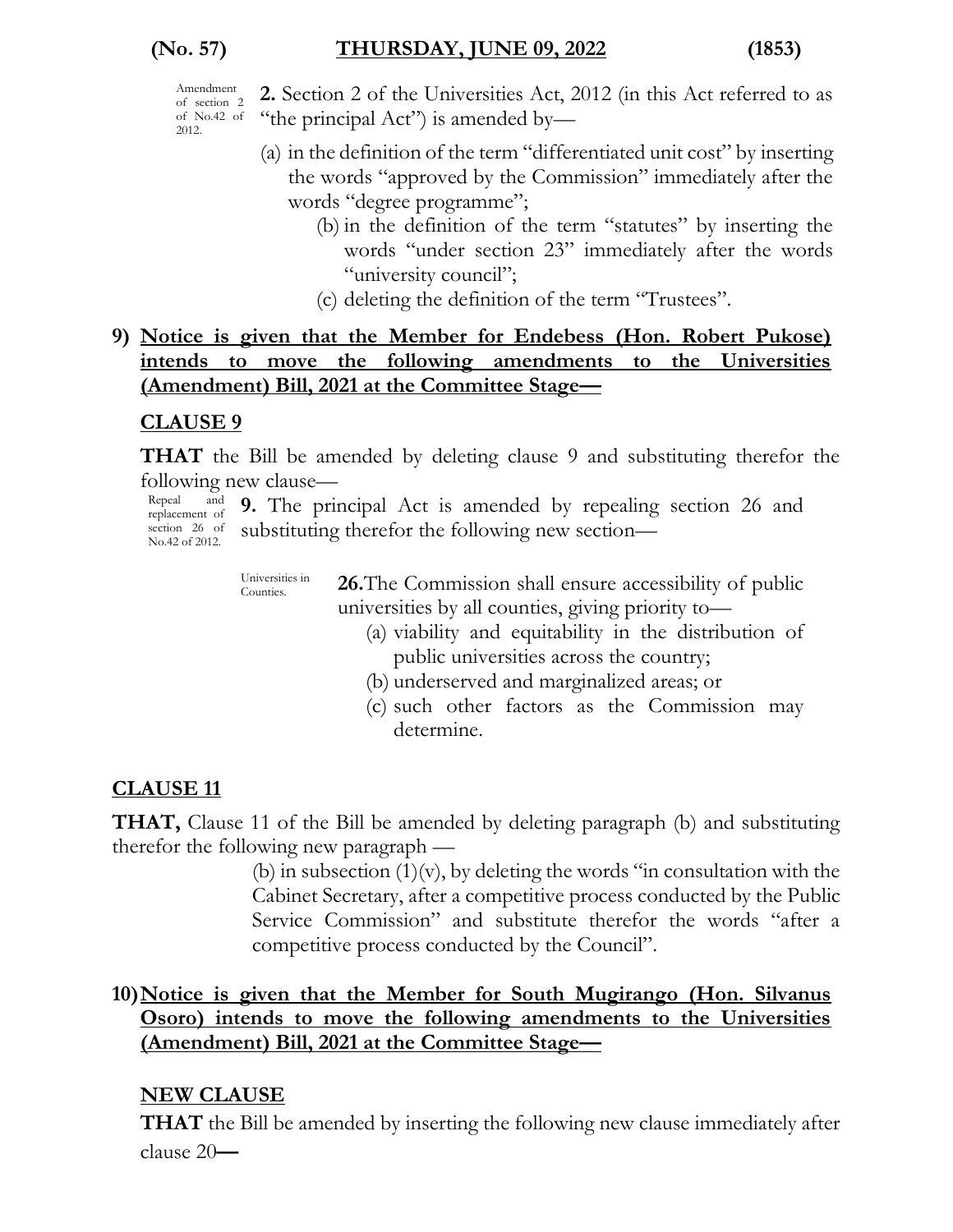Amendment of section 2 of No.42 of 2012.

**2.** Section 2 of the Universities Act, 2012 (in this Act referred to as "the principal Act") is amended by—

(a) in the definition of the term "differentiated unit cost" by inserting the words "approved by the Commission" immediately after the words "degree programme";

(b) in the definition of the term "statutes" by inserting the words "under section 23" immediately after the words "university council";

(c) deleting the definition of the term "Trustees".

**9) Notice is given that the Member for Endebess (Hon. Robert Pukose) intends to move the following amendments to the Universities (Amendment) Bill, 2021 at the Committee Stage—**

## CLAUSE 9

**THAT** the Bill be amended by deleting clause 9 and substituting therefor the following new clause—

Repeal and replacement of section 26 of No.42 of 2012.

**9.** The principal Act is amended by repealing section 26 and substituting therefor the following new section—

Universities in Counties.

**26.** The Commission shall ensure accessibility of public universities by all counties, giving priority to—

(a) viability and equitability in the distribution of public universities across the country;

(b) underserved and marginalized areas; or

(c) such other factors as the Commission may determine.

## CLAUSE 11

**THAT,** Clause 11 of the Bill be amended by deleting paragraph (b) and substituting therefor the following new paragraph —

(b) in subsection (1)(v), by deleting the words "in consultation with the Cabinet Secretary, after a competitive process conducted by the Public Service Commission" and substitute therefor the words "after a competitive process conducted by the Council".

**10) Notice is given that the Member for South Mugirango (Hon. Silvanus Osoro) intends to move the following amendments to the Universities (Amendment) Bill, 2021 at the Committee Stage—**

## NEW CLAUSE

**THAT** the Bill be amended by inserting the following new clause immediately after clause 20—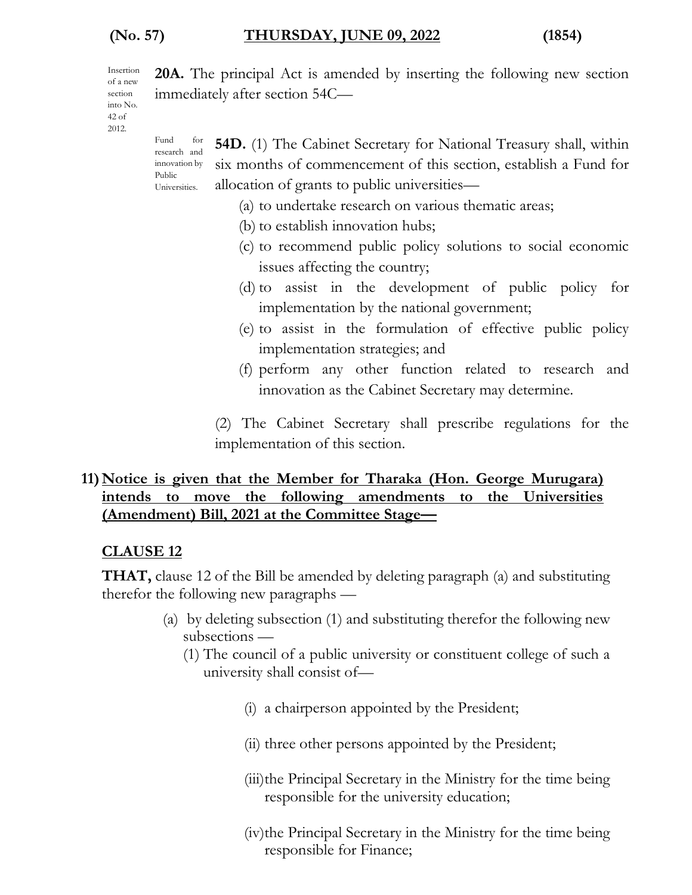Insertion of a new section into No. 42 of 2012.

**20A.** The principal Act is amended by inserting the following new section immediately after section 54C—

Fund for research and innovation by Public Universities.

**54D.** (1) The Cabinet Secretary for National Treasury shall, within six months of commencement of this section, establish a Fund for allocation of grants to public universities—

(a) to undertake research on various thematic areas;

(b) to establish innovation hubs;

(c) to recommend public policy solutions to social economic issues affecting the country;

(d) to assist in the development of public policy for implementation by the national government;

(e) to assist in the formulation of effective public policy implementation strategies; and

(f) perform any other function related to research and innovation as the Cabinet Secretary may determine.

(2) The Cabinet Secretary shall prescribe regulations for the implementation of this section.

**11) Notice is given that the Member for Tharaka (Hon. George Murugara) intends to move the following amendments to the Universities (Amendment) Bill, 2021 at the Committee Stage—**

**CLAUSE 12**

**THAT,** clause 12 of the Bill be amended by deleting paragraph (a) and substituting therefor the following new paragraphs —

(a) by deleting subsection (1) and substituting therefor the following new subsections —

(1) The council of a public university or constituent college of such a university shall consist of—

(i) a chairperson appointed by the President;

(ii) three other persons appointed by the President;

(iii) the Principal Secretary in the Ministry for the time being responsible for the university education;

(iv) the Principal Secretary in the Ministry for the time being responsible for Finance;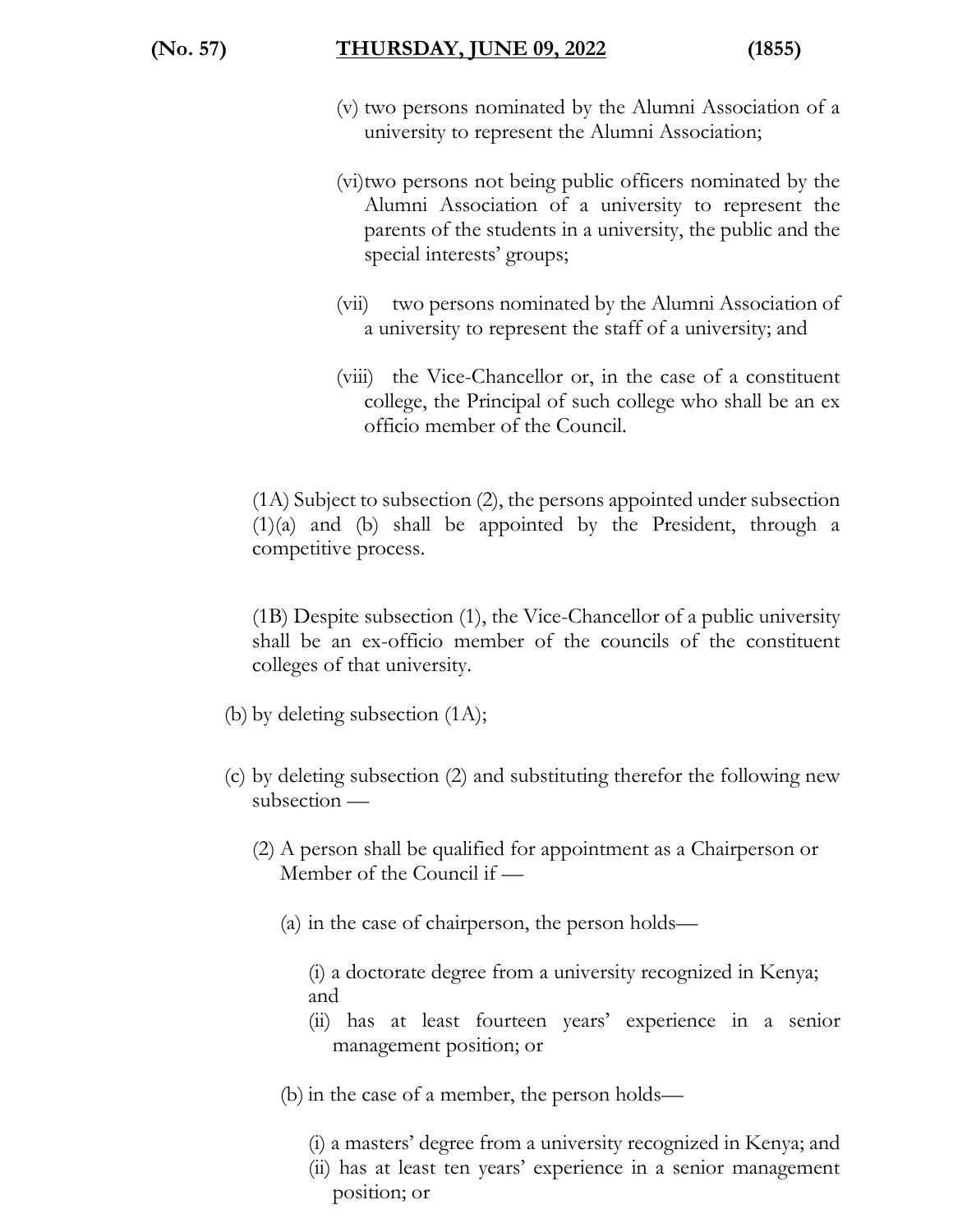(v) two persons nominated by the Alumni Association of a university to represent the Alumni Association;

(vi) two persons not being public officers nominated by the Alumni Association of a university to represent the parents of the students in a university, the public and the special interests' groups;

(vii) two persons nominated by the Alumni Association of a university to represent the staff of a university; and

(viii) the Vice-Chancellor or, in the case of a constituent college, the Principal of such college who shall be an ex officio member of the Council.

(1A) Subject to subsection (2), the persons appointed under subsection (1)(a) and (b) shall be appointed by the President, through a competitive process.

(1B) Despite subsection (1), the Vice-Chancellor of a public university shall be an ex-officio member of the councils of the constituent colleges of that university.

(b) by deleting subsection (1A);

(c) by deleting subsection (2) and substituting therefor the following new subsection —

(2) A person shall be qualified for appointment as a Chairperson or Member of the Council if —

(a) in the case of chairperson, the person holds—

(i) a doctorate degree from a university recognized in Kenya; and

(ii) has at least fourteen years' experience in a senior management position; or

(b) in the case of a member, the person holds—

(i) a masters' degree from a university recognized in Kenya; and

(ii) has at least ten years' experience in a senior management position; or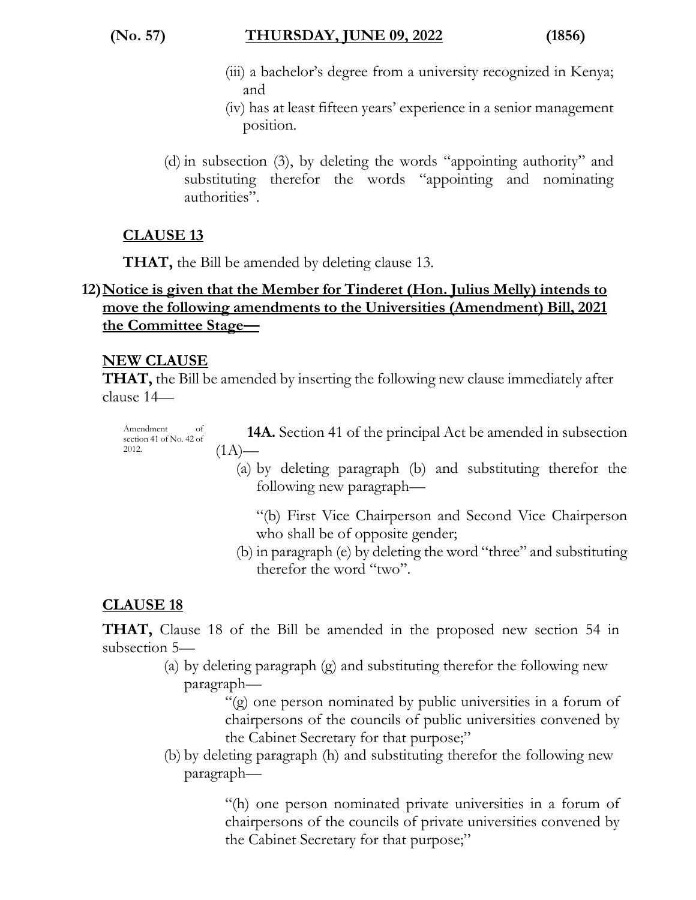(iii) a bachelor's degree from a university recognized in Kenya; and

(iv) has at least fifteen years' experience in a senior management position.

(d) in subsection (3), by deleting the words "appointing authority" and substituting therefor the words "appointing and nominating authorities".

**CLAUSE 13**

**THAT,** the Bill be amended by deleting clause 13.

**12) Notice is given that the Member for Tinderet (Hon. Julius Melly) intends to move the following amendments to the Universities (Amendment) Bill, 2021 the Committee Stage—**

**NEW CLAUSE**

**THAT,** the Bill be amended by inserting the following new clause immediately after clause 14—

Amendment of section 41 of No. 42 of 2012.

**14A.** Section 41 of the principal Act be amended in subsection (1A)—

(a) by deleting paragraph (b) and substituting therefor the following new paragraph—

"(b) First Vice Chairperson and Second Vice Chairperson who shall be of opposite gender;

(b) in paragraph (e) by deleting the word "three" and substituting therefor the word "two".

**CLAUSE 18**

**THAT,** Clause 18 of the Bill be amended in the proposed new section 54 in subsection 5—

(a) by deleting paragraph (g) and substituting therefor the following new paragraph—

"(g) one person nominated by public universities in a forum of chairpersons of the councils of public universities convened by the Cabinet Secretary for that purpose;"

(b) by deleting paragraph (h) and substituting therefor the following new paragraph—

"(h) one person nominated private universities in a forum of chairpersons of the councils of private universities convened by the Cabinet Secretary for that purpose;"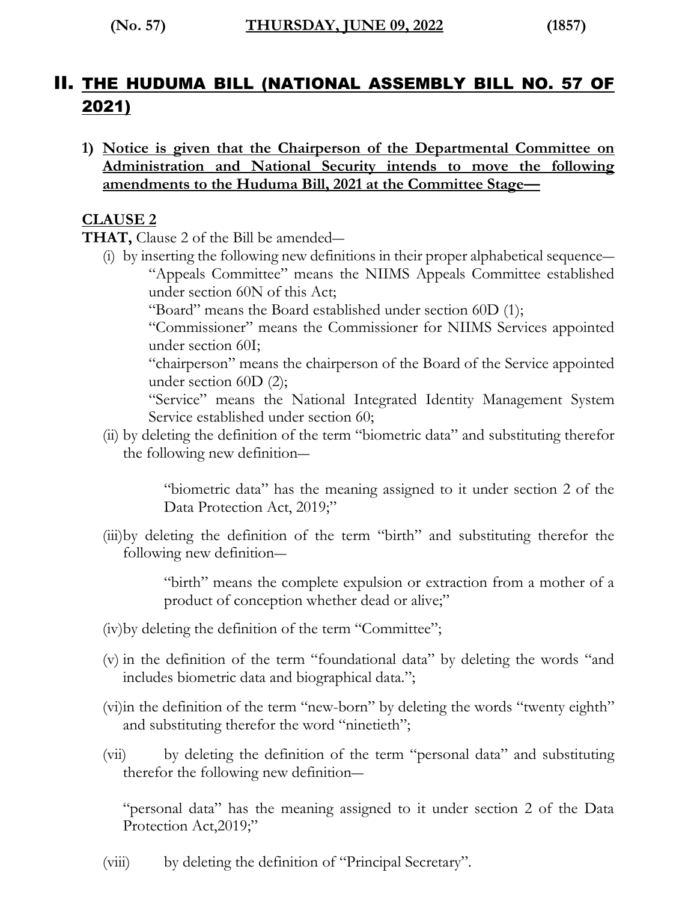## II. THE HUDUMA BILL (NATIONAL ASSEMBLY BILL NO. 57 OF 2021)

1) **Notice is given that the Chairperson of the Departmental Committee on Administration and National Security intends to move the following amendments to the Huduma Bill, 2021 at the Committee Stage—**

**CLAUSE 2**

**THAT,** Clause 2 of the Bill be amended—

(i) by inserting the following new definitions in their proper alphabetical sequence—

“Appeals Committee” means the NIIMS Appeals Committee established under section 60N of this Act;

“Board” means the Board established under section 60D (1);

“Commissioner” means the Commissioner for NIIMS Services appointed under section 60I;

“chairperson” means the chairperson of the Board of the Service appointed under section 60D (2);

“Service” means the National Integrated Identity Management System Service established under section 60;

(ii) by deleting the definition of the term “biometric data” and substituting therefor the following new definition—

“biometric data” has the meaning assigned to it under section 2 of the Data Protection Act, 2019;”

(iii) by deleting the definition of the term “birth” and substituting therefor the following new definition—

“birth” means the complete expulsion or extraction from a mother of a product of conception whether dead or alive;”

(iv) by deleting the definition of the term “Committee”;

(v) in the definition of the term “foundational data” by deleting the words “and includes biometric data and biographical data.”;

(vi) in the definition of the term “new-born” by deleting the words “twenty eighth” and substituting therefor the word “ninetieth”;

(vii) by deleting the definition of the term “personal data” and substituting therefor the following new definition—

“personal data” has the meaning assigned to it under section 2 of the Data Protection Act,2019;”

(viii) by deleting the definition of “Principal Secretary”.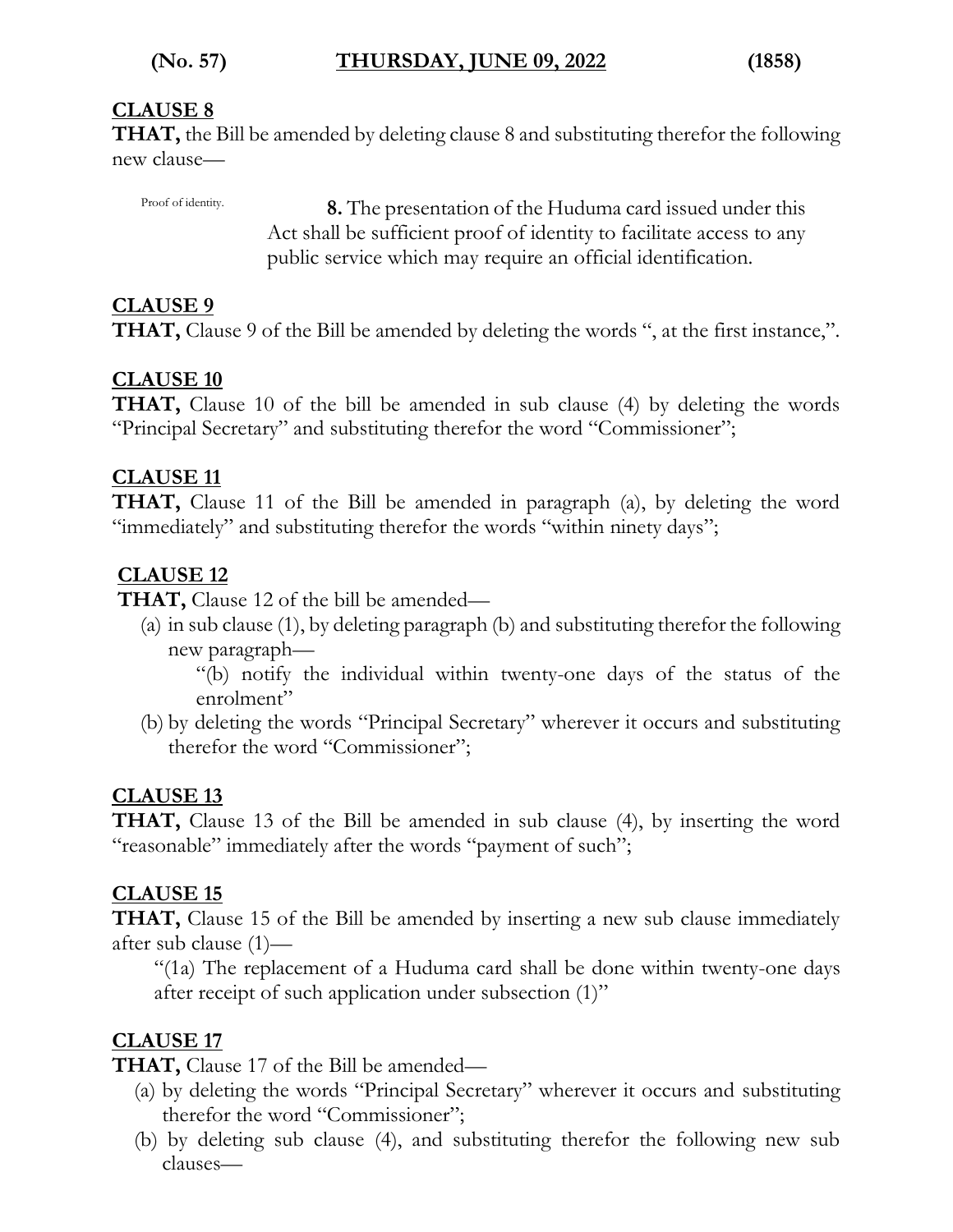**CLAUSE 8**

**THAT,** the Bill be amended by deleting clause 8 and substituting therefor the following new clause—

Proof of identity.

**8.** The presentation of the Huduma card issued under this Act shall be sufficient proof of identity to facilitate access to any public service which may require an official identification.

**CLAUSE 9**

**THAT,** Clause 9 of the Bill be amended by deleting the words ", at the first instance,".

**CLAUSE 10**

**THAT,** Clause 10 of the bill be amended in sub clause (4) by deleting the words "Principal Secretary" and substituting therefor the word "Commissioner";

**CLAUSE 11**

**THAT,** Clause 11 of the Bill be amended in paragraph (a), by deleting the word "immediately" and substituting therefor the words "within ninety days";

**CLAUSE 12**

**THAT,** Clause 12 of the bill be amended—

(a) in sub clause (1), by deleting paragraph (b) and substituting therefor the following new paragraph—

"(b) notify the individual within twenty-one days of the status of the enrolment"

(b) by deleting the words "Principal Secretary" wherever it occurs and substituting therefor the word "Commissioner";

**CLAUSE 13**

**THAT,** Clause 13 of the Bill be amended in sub clause (4), by inserting the word "reasonable" immediately after the words "payment of such";

**CLAUSE 15**

**THAT,** Clause 15 of the Bill be amended by inserting a new sub clause immediately after sub clause (1)—

"(1a) The replacement of a Huduma card shall be done within twenty-one days after receipt of such application under subsection (1)"

**CLAUSE 17**

**THAT,** Clause 17 of the Bill be amended—

(a) by deleting the words "Principal Secretary" wherever it occurs and substituting therefor the word "Commissioner";

(b) by deleting sub clause (4), and substituting therefor the following new sub clauses—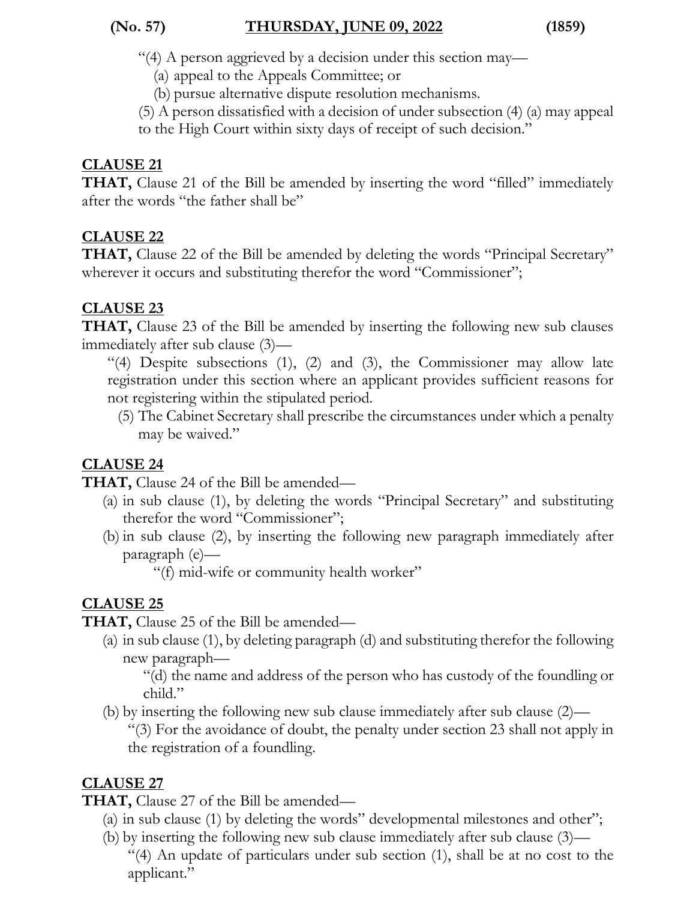"(4) A person aggrieved by a decision under this section may—

(a) appeal to the Appeals Committee; or

(b) pursue alternative dispute resolution mechanisms.

(5) A person dissatisfied with a decision of under subsection (4) (a) may appeal to the High Court within sixty days of receipt of such decision."

**CLAUSE 21**

**THAT,** Clause 21 of the Bill be amended by inserting the word "filled" immediately after the words "the father shall be"

**CLAUSE 22**

**THAT,** Clause 22 of the Bill be amended by deleting the words "Principal Secretary" wherever it occurs and substituting therefor the word "Commissioner";

**CLAUSE 23**

**THAT,** Clause 23 of the Bill be amended by inserting the following new sub clauses immediately after sub clause (3)—

"(4) Despite subsections (1), (2) and (3), the Commissioner may allow late registration under this section where an applicant provides sufficient reasons for not registering within the stipulated period.

(5) The Cabinet Secretary shall prescribe the circumstances under which a penalty may be waived."

**CLAUSE 24**

**THAT,** Clause 24 of the Bill be amended—

(a) in sub clause (1), by deleting the words "Principal Secretary" and substituting therefor the word "Commissioner";

(b) in sub clause (2), by inserting the following new paragraph immediately after paragraph (e)—

"(f) mid-wife or community health worker"

**CLAUSE 25**

**THAT,** Clause 25 of the Bill be amended—

(a) in sub clause (1), by deleting paragraph (d) and substituting therefor the following new paragraph—

"(d) the name and address of the person who has custody of the foundling or child."

(b) by inserting the following new sub clause immediately after sub clause (2)—

"(3) For the avoidance of doubt, the penalty under section 23 shall not apply in the registration of a foundling.

**CLAUSE 27**

**THAT,** Clause 27 of the Bill be amended—

(a) in sub clause (1) by deleting the words" developmental milestones and other";

(b) by inserting the following new sub clause immediately after sub clause (3)—

"(4) An update of particulars under sub section (1), shall be at no cost to the applicant."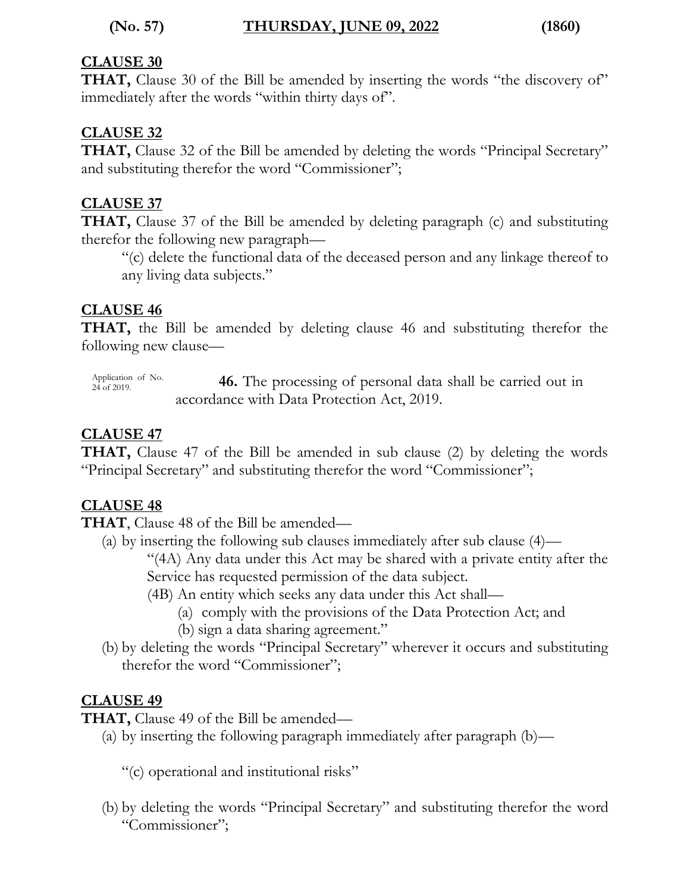**CLAUSE 30**

**THAT,** Clause 30 of the Bill be amended by inserting the words "the discovery of" immediately after the words "within thirty days of".

**CLAUSE 32**

**THAT,** Clause 32 of the Bill be amended by deleting the words "Principal Secretary" and substituting therefor the word "Commissioner";

**CLAUSE 37**

**THAT,** Clause 37 of the Bill be amended by deleting paragraph (c) and substituting therefor the following new paragraph—

> "(c) delete the functional data of the deceased person and any linkage thereof to any living data subjects."

**CLAUSE 46**

**THAT,** the Bill be amended by deleting clause 46 and substituting therefor the following new clause—

Application of No. 24 of 2019.

> **46.** The processing of personal data shall be carried out in accordance with Data Protection Act, 2019.

**CLAUSE 47**

**THAT,** Clause 47 of the Bill be amended in sub clause (2) by deleting the words "Principal Secretary" and substituting therefor the word "Commissioner";

**CLAUSE 48**

**THAT**, Clause 48 of the Bill be amended—

(a) by inserting the following sub clauses immediately after sub clause (4)—

> "(4A) Any data under this Act may be shared with a private entity after the Service has requested permission of the data subject.
>
> (4B) An entity which seeks any data under this Act shall—
>
> (a) comply with the provisions of the Data Protection Act; and
>
> (b) sign a data sharing agreement."

(b) by deleting the words "Principal Secretary" wherever it occurs and substituting therefor the word "Commissioner";

**CLAUSE 49**

**THAT,** Clause 49 of the Bill be amended—

(a) by inserting the following paragraph immediately after paragraph (b)—

> "(c) operational and institutional risks"

(b) by deleting the words "Principal Secretary" and substituting therefor the word "Commissioner";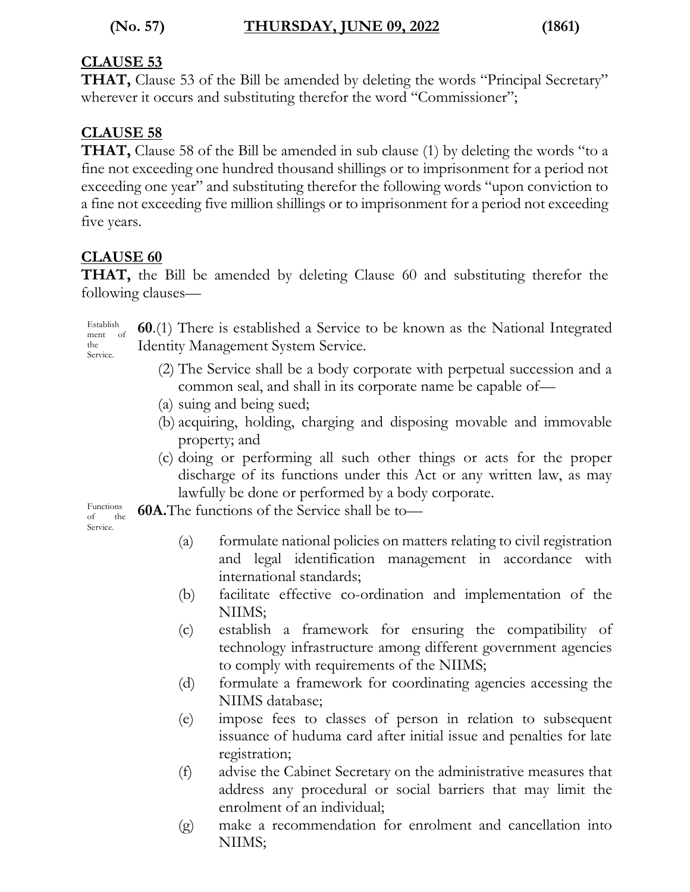**CLAUSE 53**

**THAT,** Clause 53 of the Bill be amended by deleting the words "Principal Secretary" wherever it occurs and substituting therefor the word "Commissioner";

**CLAUSE 58**

**THAT,** Clause 58 of the Bill be amended in sub clause (1) by deleting the words "to a fine not exceeding one hundred thousand shillings or to imprisonment for a period not exceeding one year" and substituting therefor the following words "upon conviction to a fine not exceeding five million shillings or to imprisonment for a period not exceeding five years.

**CLAUSE 60**

**THAT,** the Bill be amended by deleting Clause 60 and substituting therefor the following clauses—

Establishment of the Service.

**60**.(1) There is established a Service to be known as the National Integrated Identity Management System Service.

(2) The Service shall be a body corporate with perpetual succession and a common seal, and shall in its corporate name be capable of—

(a) suing and being sued;

(b) acquiring, holding, charging and disposing movable and immovable property; and

(c) doing or performing all such other things or acts for the proper discharge of its functions under this Act or any written law, as may lawfully be done or performed by a body corporate.

Functions of the Service.

**60A.**The functions of the Service shall be to—

(a) formulate national policies on matters relating to civil registration and legal identification management in accordance with international standards;

(b) facilitate effective co-ordination and implementation of the NIIMS;

(c) establish a framework for ensuring the compatibility of technology infrastructure among different government agencies to comply with requirements of the NIIMS;

(d) formulate a framework for coordinating agencies accessing the NIIMS database;

(e) impose fees to classes of person in relation to subsequent issuance of huduma card after initial issue and penalties for late registration;

(f) advise the Cabinet Secretary on the administrative measures that address any procedural or social barriers that may limit the enrolment of an individual;

(g) make a recommendation for enrolment and cancellation into NIIMS;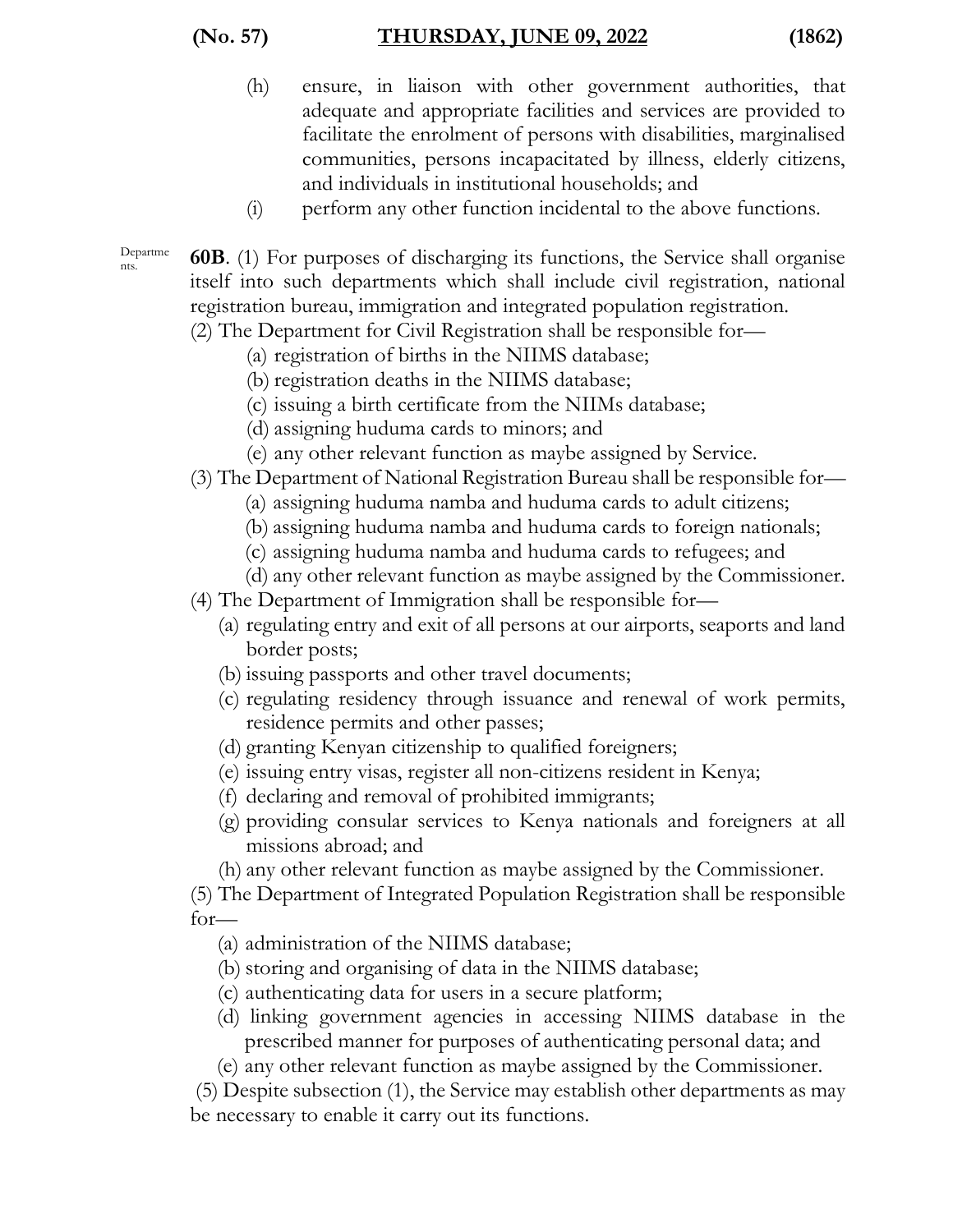(h) ensure, in liaison with other government authorities, that adequate and appropriate facilities and services are provided to facilitate the enrolment of persons with disabilities, marginalised communities, persons incapacitated by illness, elderly citizens, and individuals in institutional households; and

(i) perform any other function incidental to the above functions.

Departments.

**60B**. (1) For purposes of discharging its functions, the Service shall organise itself into such departments which shall include civil registration, national registration bureau, immigration and integrated population registration.

(2) The Department for Civil Registration shall be responsible for—

(a) registration of births in the NIIMS database;

(b) registration deaths in the NIIMS database;

(c) issuing a birth certificate from the NIIMs database;

(d) assigning huduma cards to minors; and

(e) any other relevant function as maybe assigned by Service.

(3) The Department of National Registration Bureau shall be responsible for—

(a) assigning huduma namba and huduma cards to adult citizens;

(b) assigning huduma namba and huduma cards to foreign nationals;

(c) assigning huduma namba and huduma cards to refugees; and

(d) any other relevant function as maybe assigned by the Commissioner.

(4) The Department of Immigration shall be responsible for—

(a) regulating entry and exit of all persons at our airports, seaports and land border posts;

(b) issuing passports and other travel documents;

(c) regulating residency through issuance and renewal of work permits, residence permits and other passes;

(d) granting Kenyan citizenship to qualified foreigners;

(e) issuing entry visas, register all non-citizens resident in Kenya;

(f) declaring and removal of prohibited immigrants;

(g) providing consular services to Kenya nationals and foreigners at all missions abroad; and

(h) any other relevant function as maybe assigned by the Commissioner.

(5) The Department of Integrated Population Registration shall be responsible for—

(a) administration of the NIIMS database;

(b) storing and organising of data in the NIIMS database;

(c) authenticating data for users in a secure platform;

(d) linking government agencies in accessing NIIMS database in the prescribed manner for purposes of authenticating personal data; and

(e) any other relevant function as maybe assigned by the Commissioner.

(5) Despite subsection (1), the Service may establish other departments as may be necessary to enable it carry out its functions.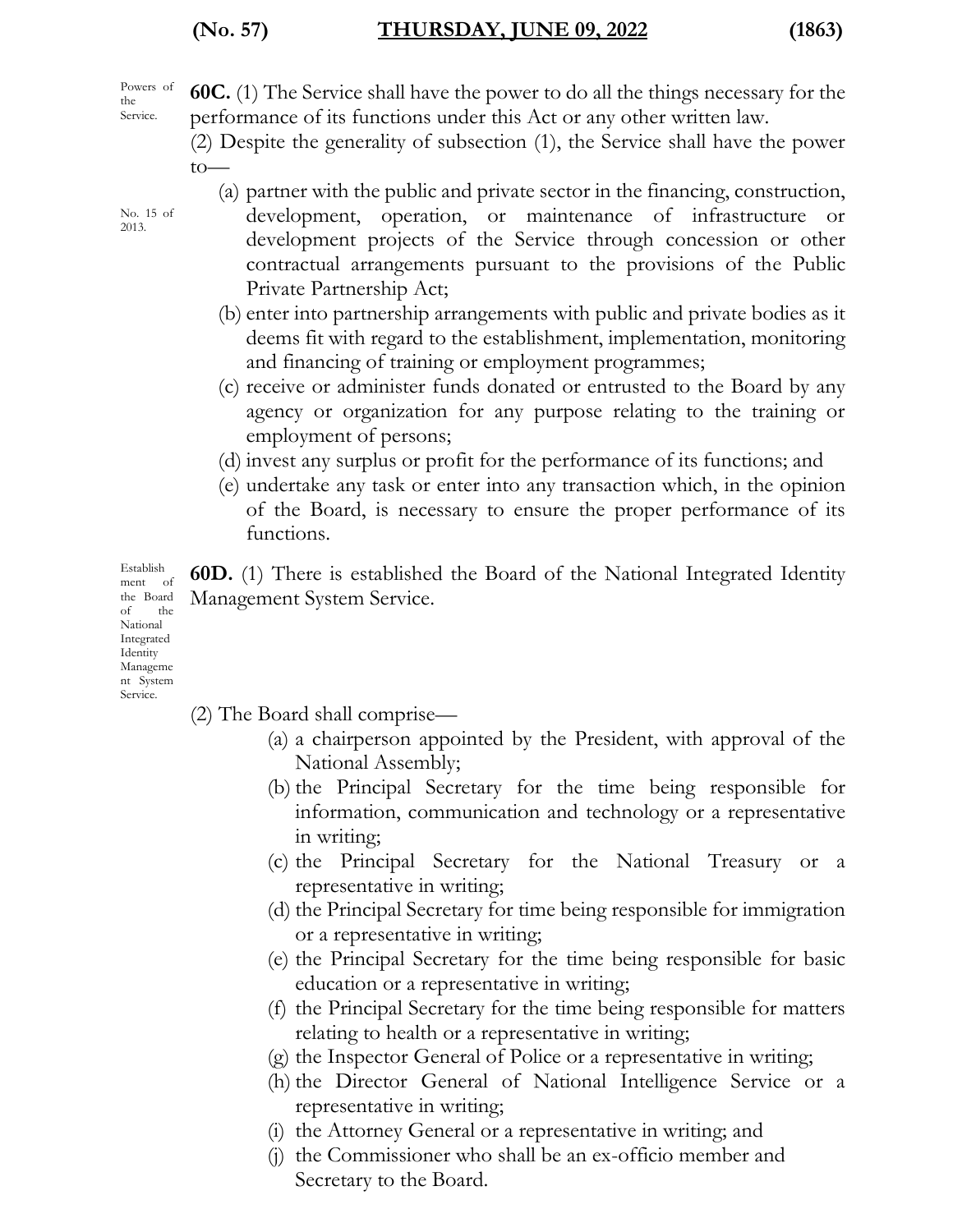Powers of the Service.

**60C.** (1) The Service shall have the power to do all the things necessary for the performance of its functions under this Act or any other written law.

(2) Despite the generality of subsection (1), the Service shall have the power to—

No. 15 of 2013.

(a) partner with the public and private sector in the financing, construction, development, operation, or maintenance of infrastructure or development projects of the Service through concession or other contractual arrangements pursuant to the provisions of the Public Private Partnership Act;

(b) enter into partnership arrangements with public and private bodies as it deems fit with regard to the establishment, implementation, monitoring and financing of training or employment programmes;

(c) receive or administer funds donated or entrusted to the Board by any agency or organization for any purpose relating to the training or employment of persons;

(d) invest any surplus or profit for the performance of its functions; and

(e) undertake any task or enter into any transaction which, in the opinion of the Board, is necessary to ensure the proper performance of its functions.

Establishment of the Board of the National Integrated Identity Management System Service.

**60D.** (1) There is established the Board of the National Integrated Identity Management System Service.

(2) The Board shall comprise—

(a) a chairperson appointed by the President, with approval of the National Assembly;

(b) the Principal Secretary for the time being responsible for information, communication and technology or a representative in writing;

(c) the Principal Secretary for the National Treasury or a representative in writing;

(d) the Principal Secretary for time being responsible for immigration or a representative in writing;

(e) the Principal Secretary for the time being responsible for basic education or a representative in writing;

(f) the Principal Secretary for the time being responsible for matters relating to health or a representative in writing;

(g) the Inspector General of Police or a representative in writing;

(h) the Director General of National Intelligence Service or a representative in writing;

(i) the Attorney General or a representative in writing; and

(j) the Commissioner who shall be an ex-officio member and Secretary to the Board.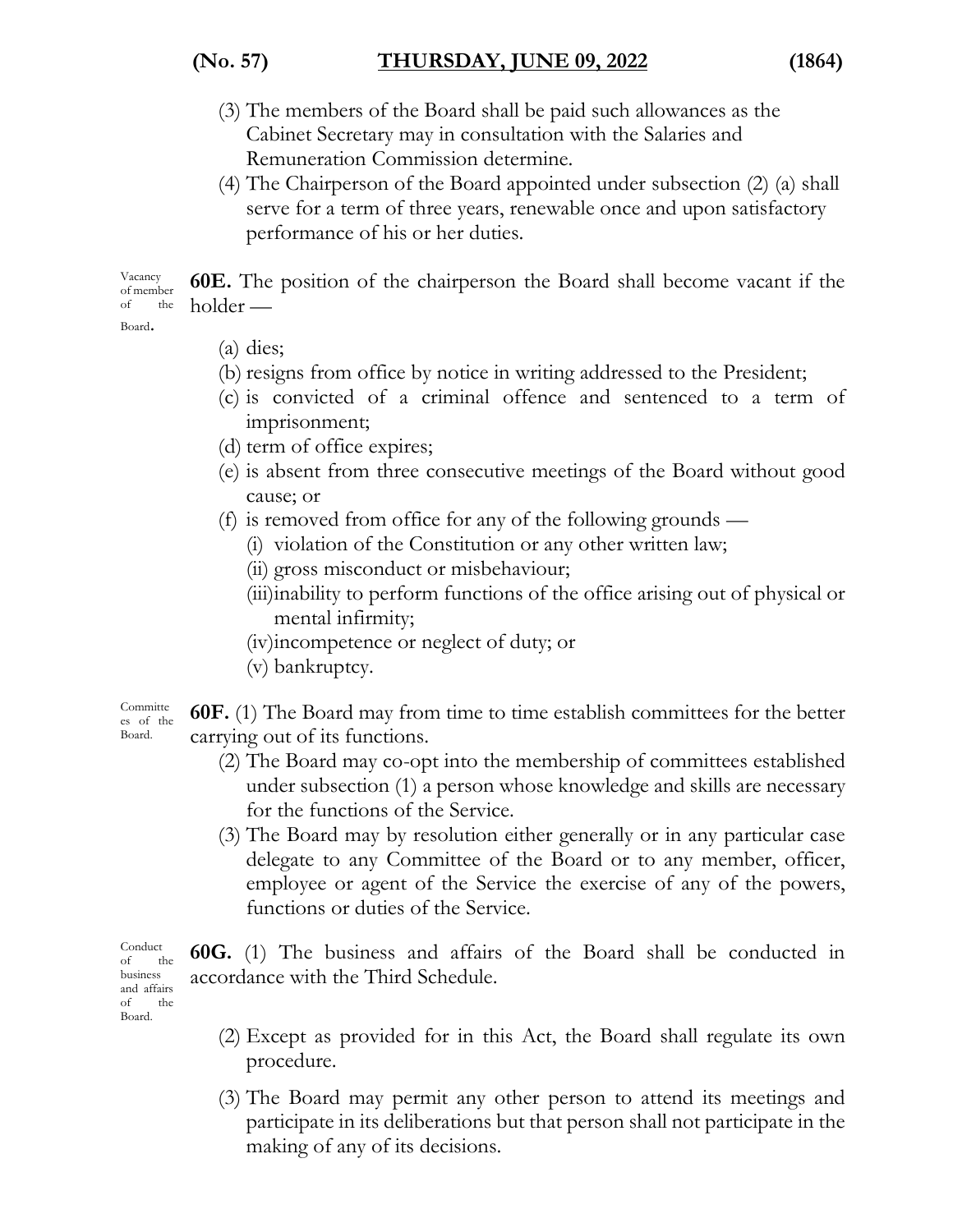(3) The members of the Board shall be paid such allowances as the Cabinet Secretary may in consultation with the Salaries and Remuneration Commission determine.

(4) The Chairperson of the Board appointed under subsection (2) (a) shall serve for a term of three years, renewable once and upon satisfactory performance of his or her duties.

Vacancy of member of the Board.

**60E.** The position of the chairperson the Board shall become vacant if the holder —

(a) dies;

(b) resigns from office by notice in writing addressed to the President;

(c) is convicted of a criminal offence and sentenced to a term of imprisonment;

(d) term of office expires;

(e) is absent from three consecutive meetings of the Board without good cause; or

(f) is removed from office for any of the following grounds —

(i) violation of the Constitution or any other written law;

(ii) gross misconduct or misbehaviour;

(iii) inability to perform functions of the office arising out of physical or mental infirmity;

(iv) incompetence or neglect of duty; or

(v) bankruptcy.

Committees of the Board.

**60F.** (1) The Board may from time to time establish committees for the better carrying out of its functions.

(2) The Board may co-opt into the membership of committees established under subsection (1) a person whose knowledge and skills are necessary for the functions of the Service.

(3) The Board may by resolution either generally or in any particular case delegate to any Committee of the Board or to any member, officer, employee or agent of the Service the exercise of any of the powers, functions or duties of the Service.

Conduct of the business and affairs of the Board.

**60G.** (1) The business and affairs of the Board shall be conducted in accordance with the Third Schedule.

(2) Except as provided for in this Act, the Board shall regulate its own procedure.

(3) The Board may permit any other person to attend its meetings and participate in its deliberations but that person shall not participate in the making of any of its decisions.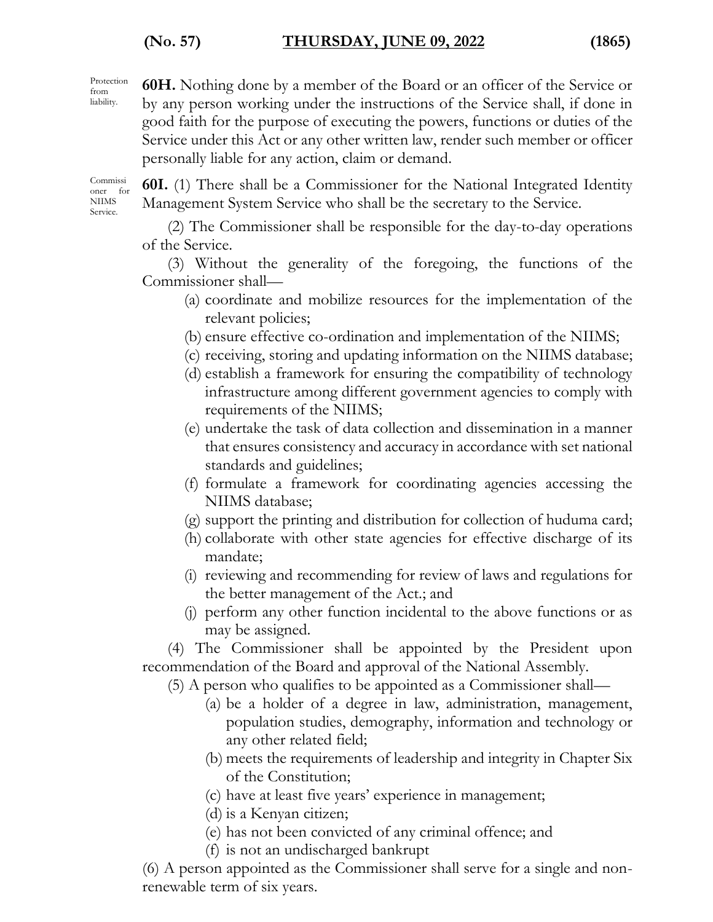Protection from liability.

**60H.** Nothing done by a member of the Board or an officer of the Service or by any person working under the instructions of the Service shall, if done in good faith for the purpose of executing the powers, functions or duties of the Service under this Act or any other written law, render such member or officer personally liable for any action, claim or demand.

Commissioner for NIIMS Service.

**60I.** (1) There shall be a Commissioner for the National Integrated Identity Management System Service who shall be the secretary to the Service.

(2) The Commissioner shall be responsible for the day-to-day operations of the Service.

(3) Without the generality of the foregoing, the functions of the Commissioner shall—

(a) coordinate and mobilize resources for the implementation of the relevant policies;

(b) ensure effective co-ordination and implementation of the NIIMS;

(c) receiving, storing and updating information on the NIIMS database;

(d) establish a framework for ensuring the compatibility of technology infrastructure among different government agencies to comply with requirements of the NIIMS;

(e) undertake the task of data collection and dissemination in a manner that ensures consistency and accuracy in accordance with set national standards and guidelines;

(f) formulate a framework for coordinating agencies accessing the NIIMS database;

(g) support the printing and distribution for collection of huduma card;

(h) collaborate with other state agencies for effective discharge of its mandate;

(i) reviewing and recommending for review of laws and regulations for the better management of the Act.; and

(j) perform any other function incidental to the above functions or as may be assigned.

(4) The Commissioner shall be appointed by the President upon recommendation of the Board and approval of the National Assembly.

(5) A person who qualifies to be appointed as a Commissioner shall—

(a) be a holder of a degree in law, administration, management, population studies, demography, information and technology or any other related field;

(b) meets the requirements of leadership and integrity in Chapter Six of the Constitution;

(c) have at least five years' experience in management;

(d) is a Kenyan citizen;

(e) has not been convicted of any criminal offence; and

(f) is not an undischarged bankrupt

(6) A person appointed as the Commissioner shall serve for a single and non-renewable term of six years.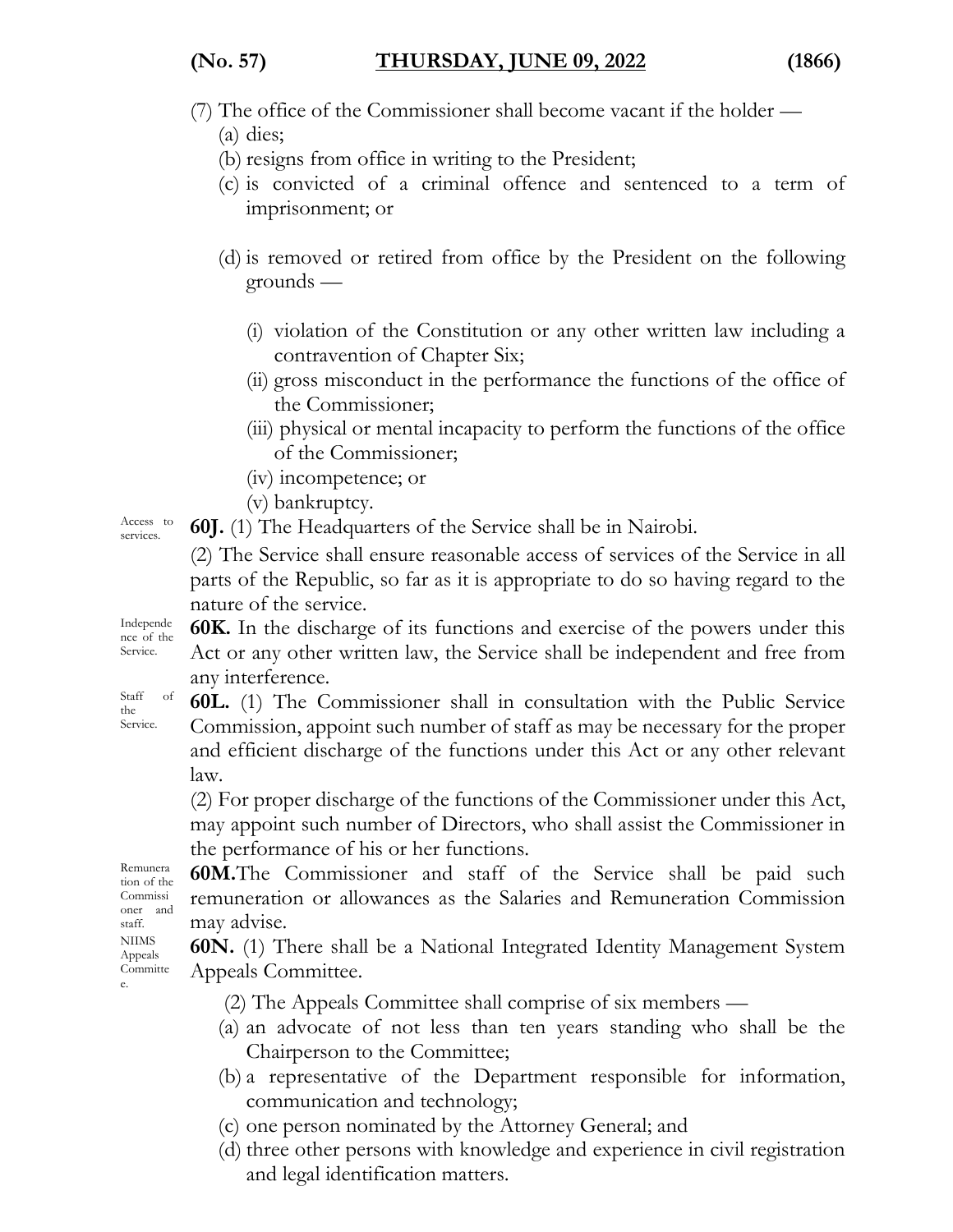(7) The office of the Commissioner shall become vacant if the holder —

(a) dies;

(b) resigns from office in writing to the President;

(c) is convicted of a criminal offence and sentenced to a term of imprisonment; or

(d) is removed or retired from office by the President on the following grounds —

(i) violation of the Constitution or any other written law including a contravention of Chapter Six;

(ii) gross misconduct in the performance the functions of the office of the Commissioner;

(iii) physical or mental incapacity to perform the functions of the office of the Commissioner;

(iv) incompetence; or

(v) bankruptcy.

Access to services.

**60J.** (1) The Headquarters of the Service shall be in Nairobi.

(2) The Service shall ensure reasonable access of services of the Service in all parts of the Republic, so far as it is appropriate to do so having regard to the nature of the service.

Independence of the Service.

**60K.** In the discharge of its functions and exercise of the powers under this Act or any other written law, the Service shall be independent and free from any interference.

Staff of the Service.

**60L.** (1) The Commissioner shall in consultation with the Public Service Commission, appoint such number of staff as may be necessary for the proper and efficient discharge of the functions under this Act or any other relevant law.

(2) For proper discharge of the functions of the Commissioner under this Act, may appoint such number of Directors, who shall assist the Commissioner in the performance of his or her functions.

Remuneration of the Commissioner and staff.

**60M.**The Commissioner and staff of the Service shall be paid such remuneration or allowances as the Salaries and Remuneration Commission may advise.

NIIMS Appeals Committee.

**60N.** (1) There shall be a National Integrated Identity Management System Appeals Committee.

(2) The Appeals Committee shall comprise of six members —

(a) an advocate of not less than ten years standing who shall be the Chairperson to the Committee;

(b) a representative of the Department responsible for information, communication and technology;

(c) one person nominated by the Attorney General; and

(d) three other persons with knowledge and experience in civil registration and legal identification matters.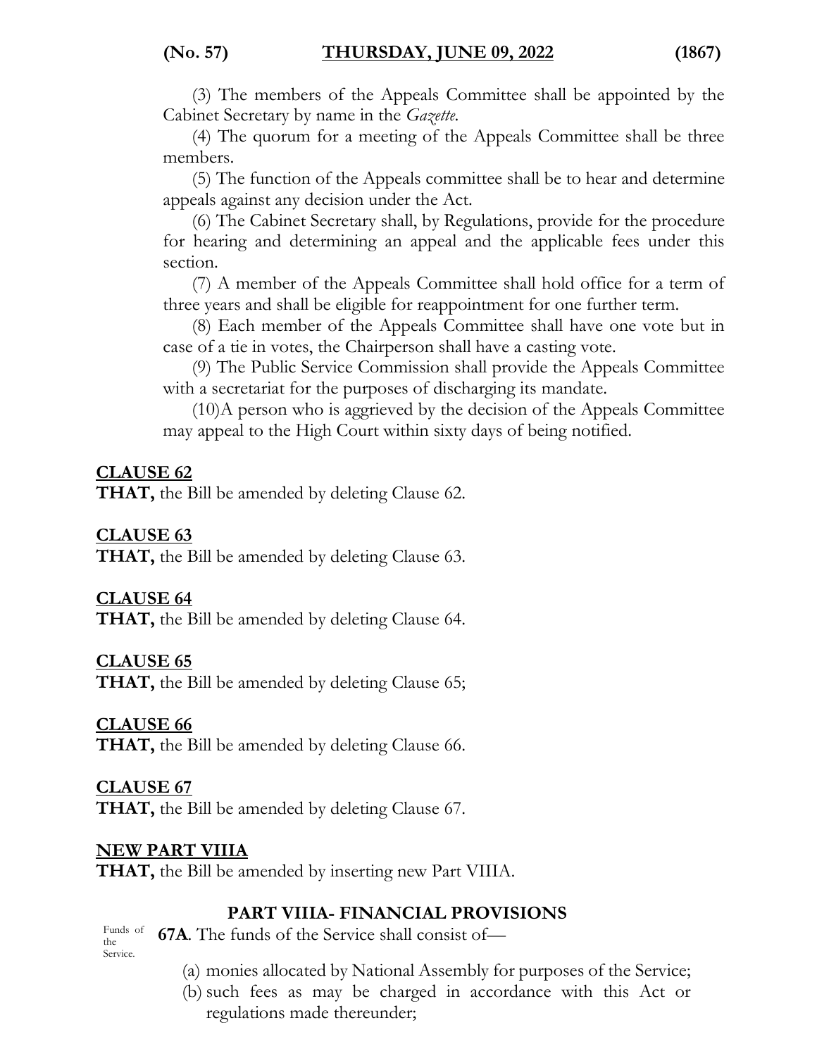(3) The members of the Appeals Committee shall be appointed by the Cabinet Secretary by name in the *Gazette*.

(4) The quorum for a meeting of the Appeals Committee shall be three members.

(5) The function of the Appeals committee shall be to hear and determine appeals against any decision under the Act.

(6) The Cabinet Secretary shall, by Regulations, provide for the procedure for hearing and determining an appeal and the applicable fees under this section.

(7) A member of the Appeals Committee shall hold office for a term of three years and shall be eligible for reappointment for one further term.

(8) Each member of the Appeals Committee shall have one vote but in case of a tie in votes, the Chairperson shall have a casting vote.

(9) The Public Service Commission shall provide the Appeals Committee with a secretariat for the purposes of discharging its mandate.

(10)A person who is aggrieved by the decision of the Appeals Committee may appeal to the High Court within sixty days of being notified.

**CLAUSE 62**

**THAT,** the Bill be amended by deleting Clause 62.

**CLAUSE 63**

**THAT,** the Bill be amended by deleting Clause 63.

**CLAUSE 64**

**THAT,** the Bill be amended by deleting Clause 64.

**CLAUSE 65**

**THAT,** the Bill be amended by deleting Clause 65;

**CLAUSE 66**

**THAT,** the Bill be amended by deleting Clause 66.

**CLAUSE 67**

**THAT,** the Bill be amended by deleting Clause 67.

**NEW PART VIIIA**

**THAT,** the Bill be amended by inserting new Part VIIIA.

## PART VIIIA- FINANCIAL PROVISIONS

Funds of the Service.

**67A**. The funds of the Service shall consist of—

(a) monies allocated by National Assembly for purposes of the Service;

(b) such fees as may be charged in accordance with this Act or regulations made thereunder;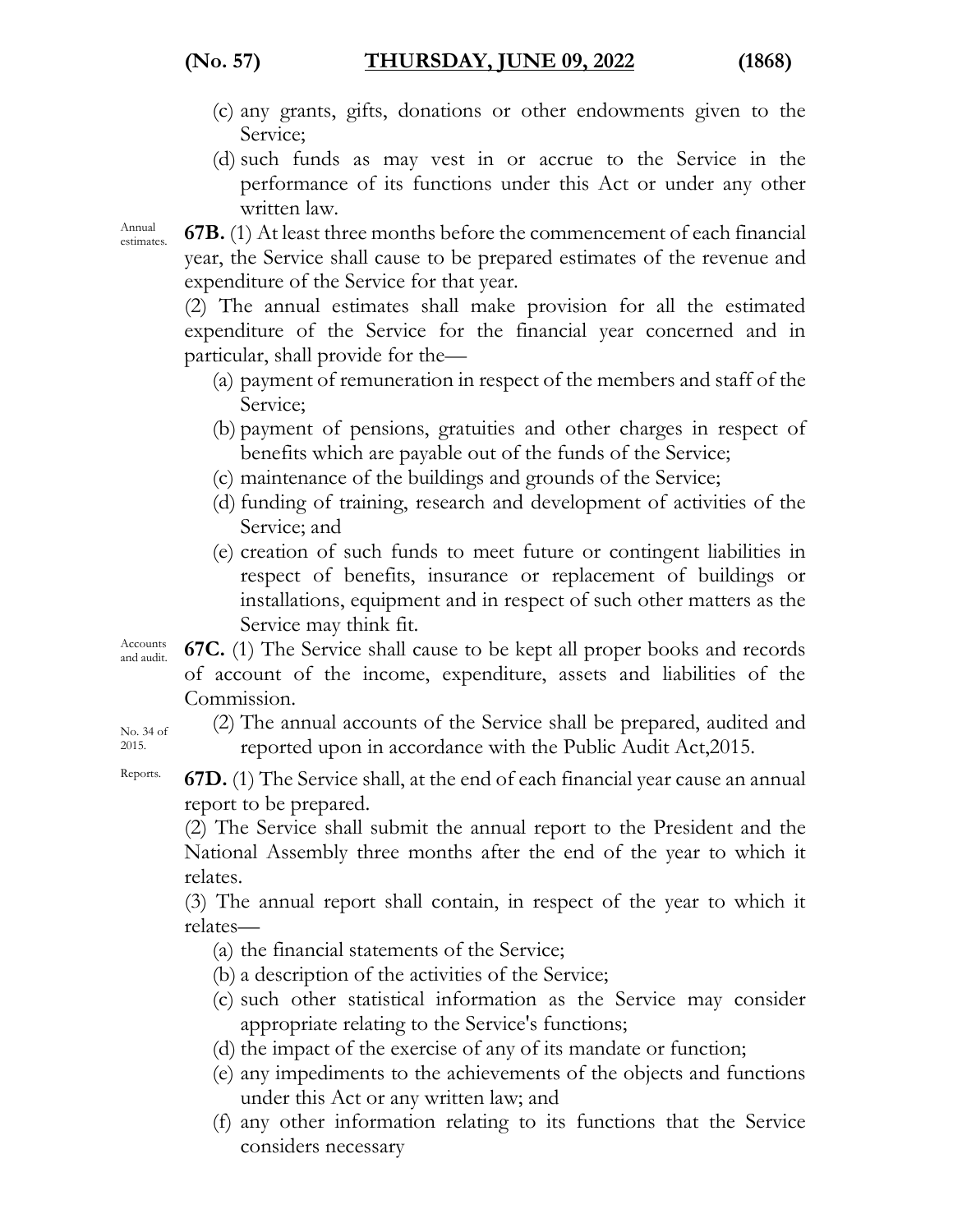(c) any grants, gifts, donations or other endowments given to the Service;

(d) such funds as may vest in or accrue to the Service in the performance of its functions under this Act or under any other written law.

Annual estimates.

**67B.** (1) At least three months before the commencement of each financial year, the Service shall cause to be prepared estimates of the revenue and expenditure of the Service for that year.

(2) The annual estimates shall make provision for all the estimated expenditure of the Service for the financial year concerned and in particular, shall provide for the—

(a) payment of remuneration in respect of the members and staff of the Service;

(b) payment of pensions, gratuities and other charges in respect of benefits which are payable out of the funds of the Service;

(c) maintenance of the buildings and grounds of the Service;

(d) funding of training, research and development of activities of the Service; and

(e) creation of such funds to meet future or contingent liabilities in respect of benefits, insurance or replacement of buildings or installations, equipment and in respect of such other matters as the Service may think fit.

Accounts and audit.

**67C.** (1) The Service shall cause to be kept all proper books and records of account of the income, expenditure, assets and liabilities of the Commission.

No. 34 of 2015.

(2) The annual accounts of the Service shall be prepared, audited and reported upon in accordance with the Public Audit Act,2015.

Reports.

**67D.** (1) The Service shall, at the end of each financial year cause an annual report to be prepared.

(2) The Service shall submit the annual report to the President and the National Assembly three months after the end of the year to which it relates.

(3) The annual report shall contain, in respect of the year to which it relates—

(a) the financial statements of the Service;

(b) a description of the activities of the Service;

(c) such other statistical information as the Service may consider appropriate relating to the Service's functions;

(d) the impact of the exercise of any of its mandate or function;

(e) any impediments to the achievements of the objects and functions under this Act or any written law; and

(f) any other information relating to its functions that the Service considers necessary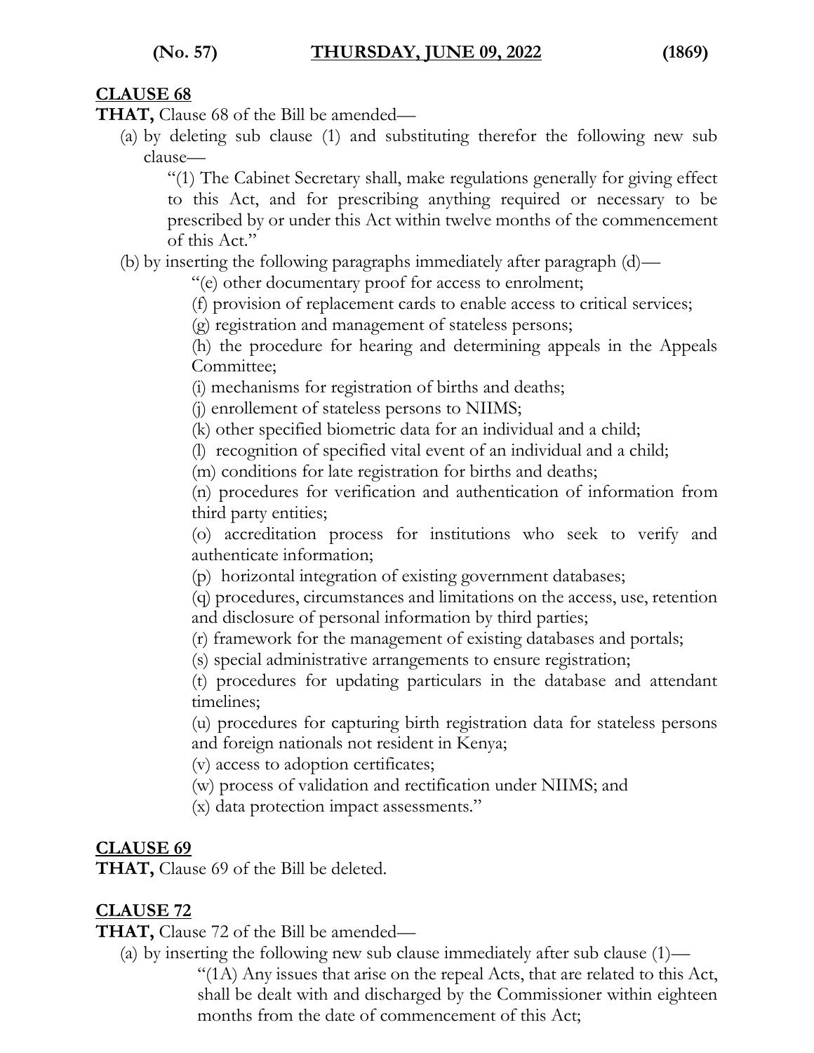**CLAUSE 68**

**THAT,** Clause 68 of the Bill be amended—

(a) by deleting sub clause (1) and substituting therefor the following new sub clause—

> "(1) The Cabinet Secretary shall, make regulations generally for giving effect to this Act, and for prescribing anything required or necessary to be prescribed by or under this Act within twelve months of the commencement of this Act."

(b) by inserting the following paragraphs immediately after paragraph (d)—

> "(e) other documentary proof for access to enrolment;
>
> (f) provision of replacement cards to enable access to critical services;
>
> (g) registration and management of stateless persons;
>
> (h) the procedure for hearing and determining appeals in the Appeals Committee;
>
> (i) mechanisms for registration of births and deaths;
>
> (j) enrollement of stateless persons to NIIMS;
>
> (k) other specified biometric data for an individual and a child;
>
> (l) recognition of specified vital event of an individual and a child;
>
> (m) conditions for late registration for births and deaths;
>
> (n) procedures for verification and authentication of information from third party entities;
>
> (o) accreditation process for institutions who seek to verify and authenticate information;
>
> (p) horizontal integration of existing government databases;
>
> (q) procedures, circumstances and limitations on the access, use, retention and disclosure of personal information by third parties;
>
> (r) framework for the management of existing databases and portals;
>
> (s) special administrative arrangements to ensure registration;
>
> (t) procedures for updating particulars in the database and attendant timelines;
>
> (u) procedures for capturing birth registration data for stateless persons and foreign nationals not resident in Kenya;
>
> (v) access to adoption certificates;
>
> (w) process of validation and rectification under NIIMS; and
>
> (x) data protection impact assessments."

**CLAUSE 69**

**THAT,** Clause 69 of the Bill be deleted.

**CLAUSE 72**

**THAT,** Clause 72 of the Bill be amended—

(a) by inserting the following new sub clause immediately after sub clause (1)—

> "(1A) Any issues that arise on the repeal Acts, that are related to this Act, shall be dealt with and discharged by the Commissioner within eighteen months from the date of commencement of this Act;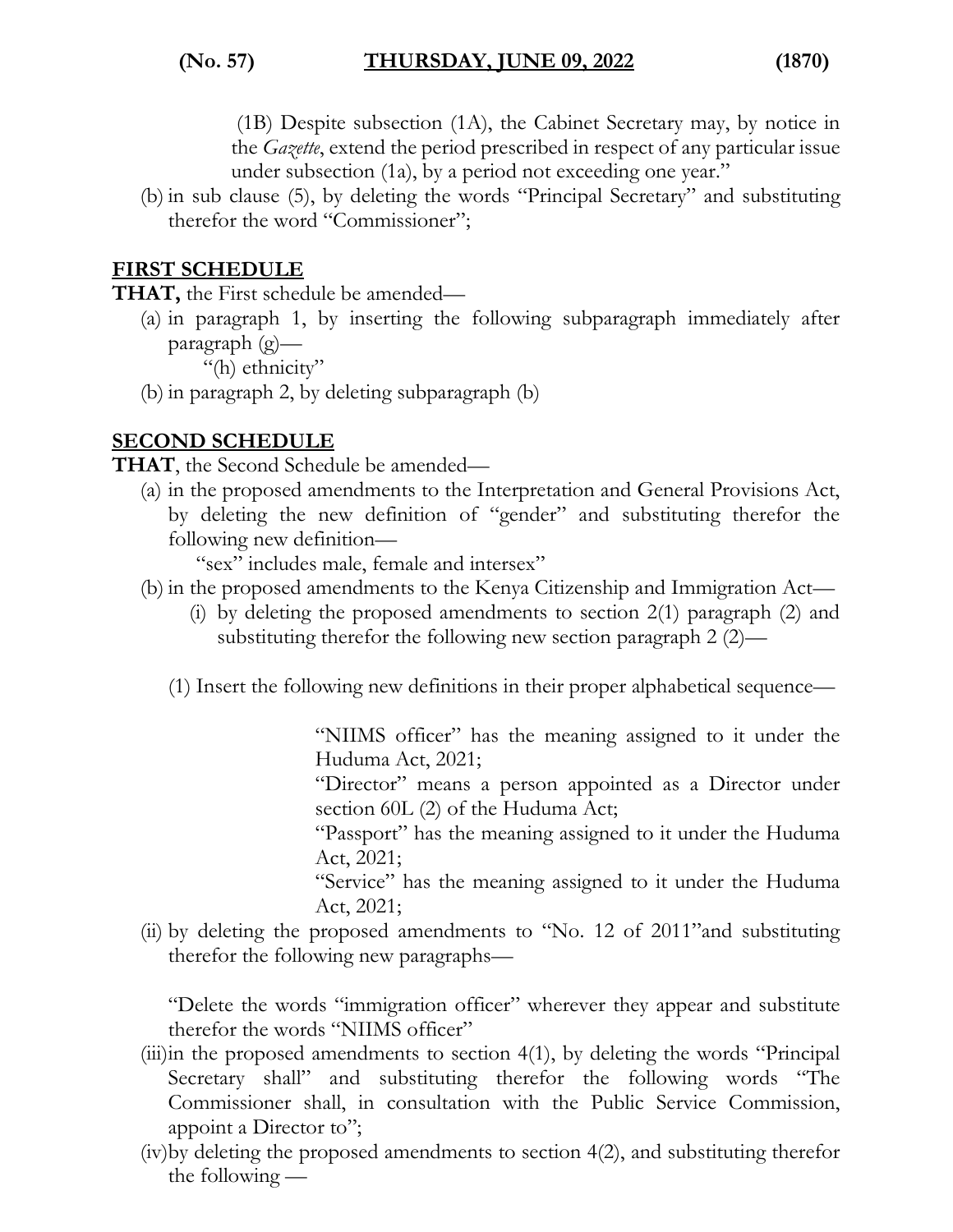(1B) Despite subsection (1A), the Cabinet Secretary may, by notice in the *Gazette*, extend the period prescribed in respect of any particular issue under subsection (1a), by a period not exceeding one year."

(b) in sub clause (5), by deleting the words "Principal Secretary" and substituting therefor the word "Commissioner";

**FIRST SCHEDULE**

**THAT,** the First schedule be amended—

(a) in paragraph 1, by inserting the following subparagraph immediately after paragraph (g)—

"(h) ethnicity"

(b) in paragraph 2, by deleting subparagraph (b)

**SECOND SCHEDULE**

**THAT**, the Second Schedule be amended—

(a) in the proposed amendments to the Interpretation and General Provisions Act, by deleting the new definition of "gender" and substituting therefor the following new definition—

"sex" includes male, female and intersex"

(b) in the proposed amendments to the Kenya Citizenship and Immigration Act—

(i) by deleting the proposed amendments to section 2(1) paragraph (2) and substituting therefor the following new section paragraph 2 (2)—

(1) Insert the following new definitions in their proper alphabetical sequence—

"NIIMS officer" has the meaning assigned to it under the Huduma Act, 2021;

"Director" means a person appointed as a Director under section 60L (2) of the Huduma Act;

"Passport" has the meaning assigned to it under the Huduma Act, 2021;

"Service" has the meaning assigned to it under the Huduma Act, 2021;

(ii) by deleting the proposed amendments to "No. 12 of 2011"and substituting therefor the following new paragraphs—

"Delete the words "immigration officer" wherever they appear and substitute therefor the words "NIIMS officer"

(iii) in the proposed amendments to section 4(1), by deleting the words "Principal Secretary shall" and substituting therefor the following words "The Commissioner shall, in consultation with the Public Service Commission, appoint a Director to";

(iv) by deleting the proposed amendments to section 4(2), and substituting therefor the following —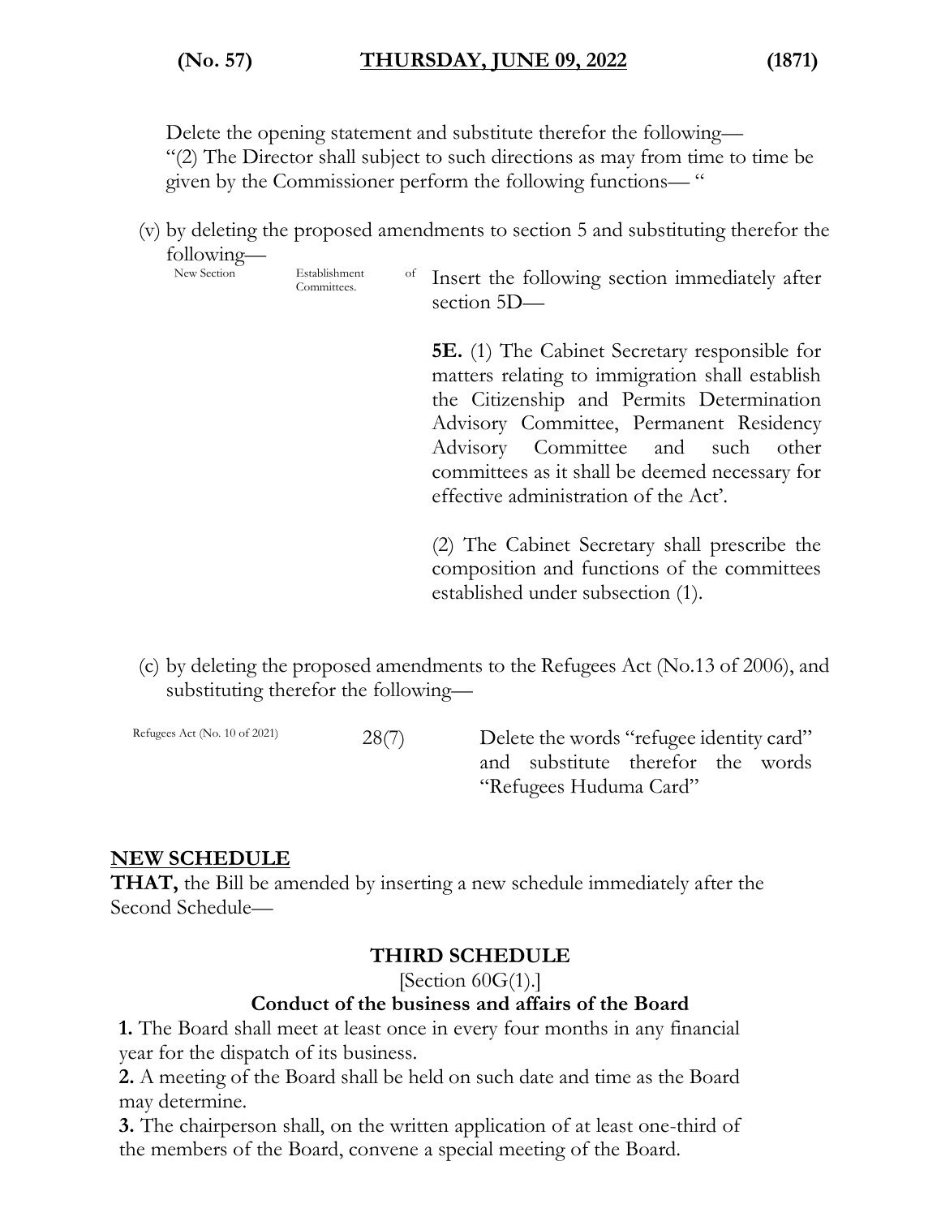Delete the opening statement and substitute therefor the following—
"(2) The Director shall subject to such directions as may from time to time be given by the Commissioner perform the following functions— "

(v) by deleting the proposed amendments to section 5 and substituting therefor the following—

| New Section | Establishment of Committees. | Insert the following section immediately after section 5D— |
|---|---|---|
| | | **5E.** (1) The Cabinet Secretary responsible for matters relating to immigration shall establish the Citizenship and Permits Determination Advisory Committee, Permanent Residency Advisory Committee and such other committees as it shall be deemed necessary for effective administration of the Act'. |
| | | (2) The Cabinet Secretary shall prescribe the composition and functions of the committees established under subsection (1). |

(c) by deleting the proposed amendments to the Refugees Act (No.13 of 2006), and substituting therefor the following—

| Refugees Act (No. 10 of 2021) | 28(7) | Delete the words "refugee identity card" and substitute therefor the words "Refugees Huduma Card" |
|---|---|---|

## NEW SCHEDULE

**THAT,** the Bill be amended by inserting a new schedule immediately after the Second Schedule—

### THIRD SCHEDULE

[Section 60G(1).]

**Conduct of the business and affairs of the Board**

**1.** The Board shall meet at least once in every four months in any financial year for the dispatch of its business.

**2.** A meeting of the Board shall be held on such date and time as the Board may determine.

**3.** The chairperson shall, on the written application of at least one-third of the members of the Board, convene a special meeting of the Board.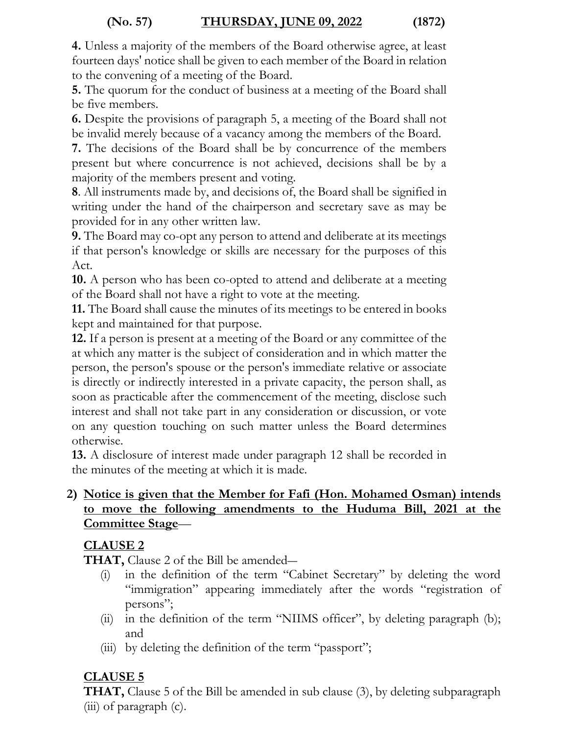**4.** Unless a majority of the members of the Board otherwise agree, at least fourteen days' notice shall be given to each member of the Board in relation to the convening of a meeting of the Board.

**5.** The quorum for the conduct of business at a meeting of the Board shall be five members.

**6.** Despite the provisions of paragraph 5, a meeting of the Board shall not be invalid merely because of a vacancy among the members of the Board.

**7.** The decisions of the Board shall be by concurrence of the members present but where concurrence is not achieved, decisions shall be by a majority of the members present and voting.

**8**. All instruments made by, and decisions of, the Board shall be signified in writing under the hand of the chairperson and secretary save as may be provided for in any other written law.

**9.** The Board may co-opt any person to attend and deliberate at its meetings if that person's knowledge or skills are necessary for the purposes of this Act.

**10.** A person who has been co-opted to attend and deliberate at a meeting of the Board shall not have a right to vote at the meeting.

**11.** The Board shall cause the minutes of its meetings to be entered in books kept and maintained for that purpose.

**12.** If a person is present at a meeting of the Board or any committee of the at which any matter is the subject of consideration and in which matter the person, the person's spouse or the person's immediate relative or associate is directly or indirectly interested in a private capacity, the person shall, as soon as practicable after the commencement of the meeting, disclose such interest and shall not take part in any consideration or discussion, or vote on any question touching on such matter unless the Board determines otherwise.

**13.** A disclosure of interest made under paragraph 12 shall be recorded in the minutes of the meeting at which it is made.

**2) Notice is given that the Member for Fafi (Hon. Mohamed Osman) intends to move the following amendments to the Huduma Bill, 2021 at the Committee Stage**—

**CLAUSE 2**

**THAT,** Clause 2 of the Bill be amended—

(i) in the definition of the term "Cabinet Secretary" by deleting the word "immigration" appearing immediately after the words "registration of persons";

(ii) in the definition of the term "NIIMS officer", by deleting paragraph (b); and

(iii) by deleting the definition of the term "passport";

**CLAUSE 5**

**THAT,** Clause 5 of the Bill be amended in sub clause (3), by deleting subparagraph (iii) of paragraph (c).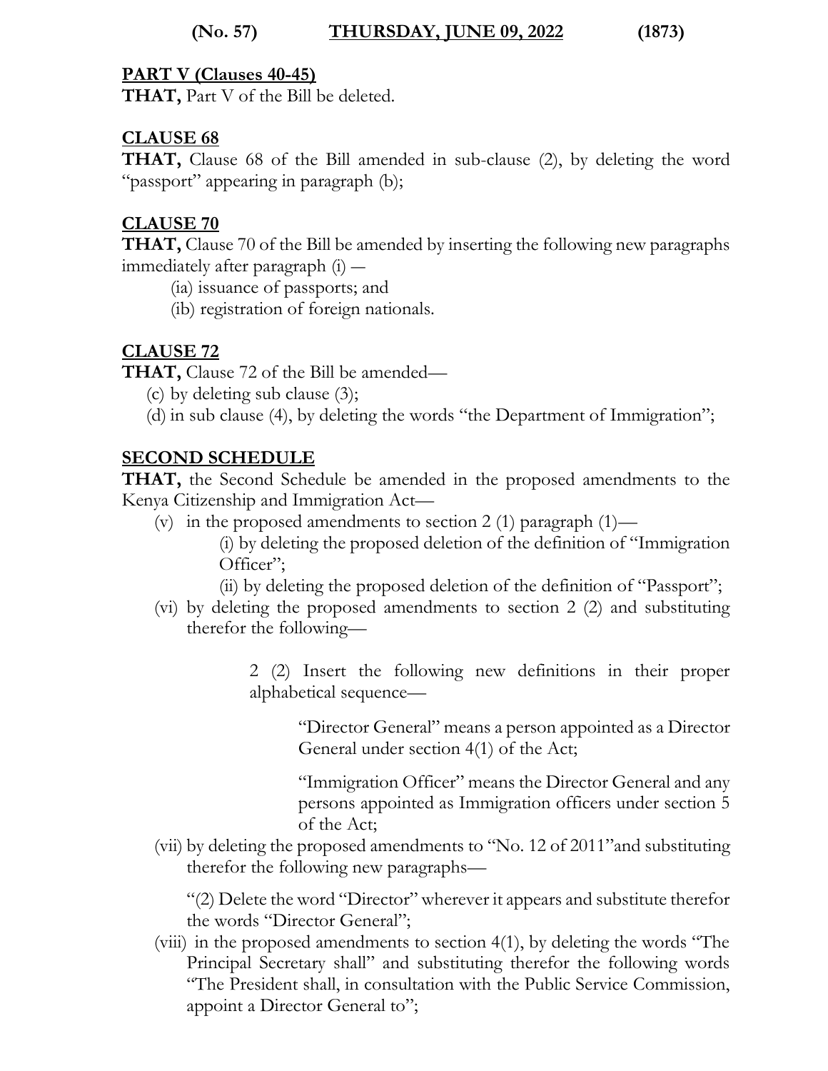**PART V (Clauses 40-45)**

**THAT,** Part V of the Bill be deleted.

**CLAUSE 68**

**THAT,** Clause 68 of the Bill amended in sub-clause (2), by deleting the word "passport" appearing in paragraph (b);

**CLAUSE 70**

**THAT,** Clause 70 of the Bill be amended by inserting the following new paragraphs immediately after paragraph (i) —

(ia) issuance of passports; and

(ib) registration of foreign nationals.

**CLAUSE 72**

**THAT,** Clause 72 of the Bill be amended—

(c) by deleting sub clause (3);

(d) in sub clause (4), by deleting the words "the Department of Immigration";

**SECOND SCHEDULE**

**THAT,** the Second Schedule be amended in the proposed amendments to the Kenya Citizenship and Immigration Act—

(v) in the proposed amendments to section 2 (1) paragraph (1)—

(i) by deleting the proposed deletion of the definition of "Immigration Officer";

(ii) by deleting the proposed deletion of the definition of "Passport";

(vi) by deleting the proposed amendments to section 2 (2) and substituting therefor the following—

2 (2) Insert the following new definitions in their proper alphabetical sequence—

"Director General" means a person appointed as a Director General under section 4(1) of the Act;

"Immigration Officer" means the Director General and any persons appointed as Immigration officers under section 5 of the Act;

(vii) by deleting the proposed amendments to "No. 12 of 2011"and substituting therefor the following new paragraphs—

"(2) Delete the word "Director" wherever it appears and substitute therefor the words "Director General";

(viii) in the proposed amendments to section 4(1), by deleting the words "The Principal Secretary shall" and substituting therefor the following words "The President shall, in consultation with the Public Service Commission, appoint a Director General to";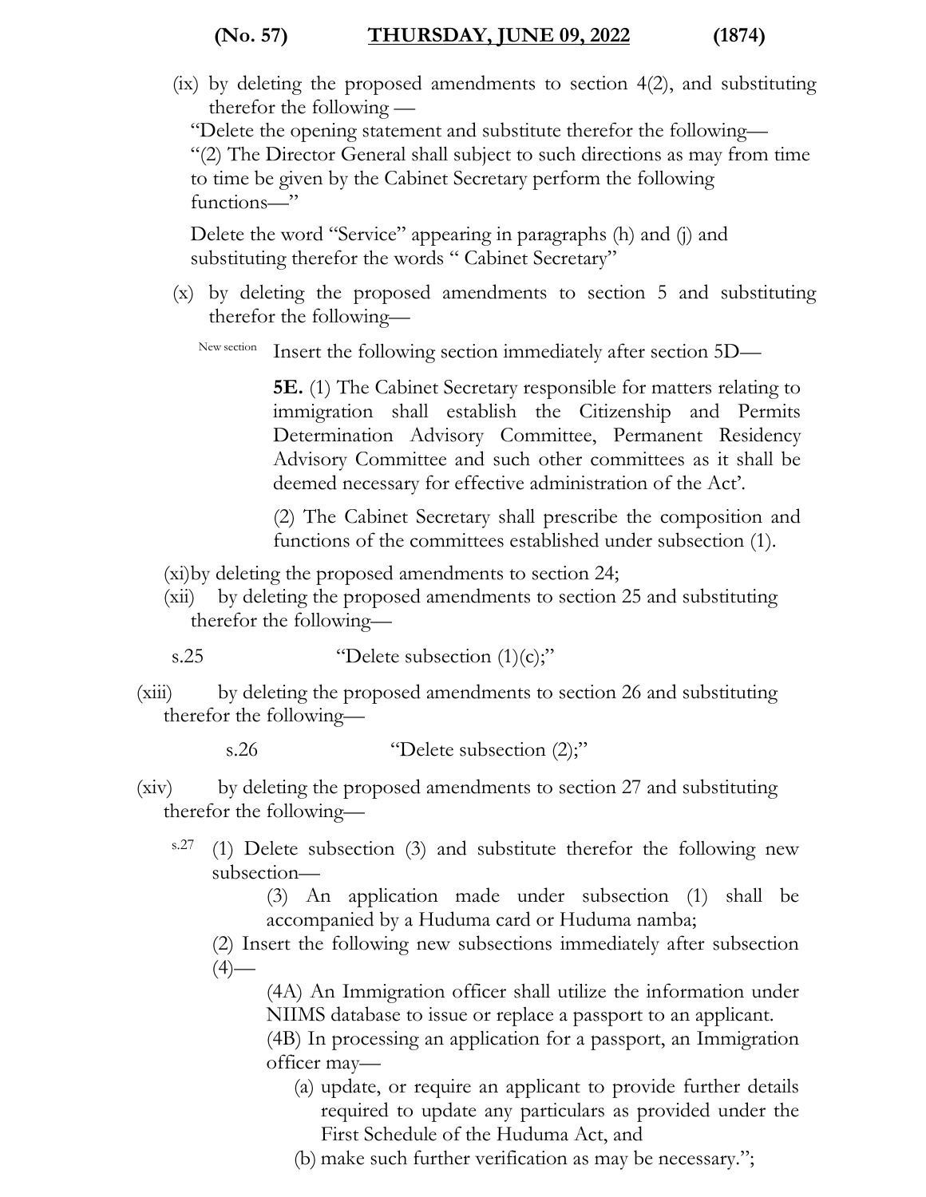(ix) by deleting the proposed amendments to section 4(2), and substituting therefor the following —

"Delete the opening statement and substitute therefor the following—

"(2) The Director General shall subject to such directions as may from time to time be given by the Cabinet Secretary perform the following functions—"

Delete the word "Service" appearing in paragraphs (h) and (j) and substituting therefor the words " Cabinet Secretary"

(x) by deleting the proposed amendments to section 5 and substituting therefor the following—

New section Insert the following section immediately after section 5D—

**5E.** (1) The Cabinet Secretary responsible for matters relating to immigration shall establish the Citizenship and Permits Determination Advisory Committee, Permanent Residency Advisory Committee and such other committees as it shall be deemed necessary for effective administration of the Act'.

(2) The Cabinet Secretary shall prescribe the composition and functions of the committees established under subsection (1).

(xi) by deleting the proposed amendments to section 24;

(xii) by deleting the proposed amendments to section 25 and substituting therefor the following—

s.25 "Delete subsection (1)(c);"

(xiii) by deleting the proposed amendments to section 26 and substituting therefor the following—

s.26 "Delete subsection (2);"

(xiv) by deleting the proposed amendments to section 27 and substituting therefor the following—

s.27 (1) Delete subsection (3) and substitute therefor the following new subsection—

(3) An application made under subsection (1) shall be accompanied by a Huduma card or Huduma namba;

(2) Insert the following new subsections immediately after subsection (4)—

(4A) An Immigration officer shall utilize the information under NIIMS database to issue or replace a passport to an applicant.

(4B) In processing an application for a passport, an Immigration officer may—

(a) update, or require an applicant to provide further details required to update any particulars as provided under the First Schedule of the Huduma Act, and

(b) make such further verification as may be necessary.";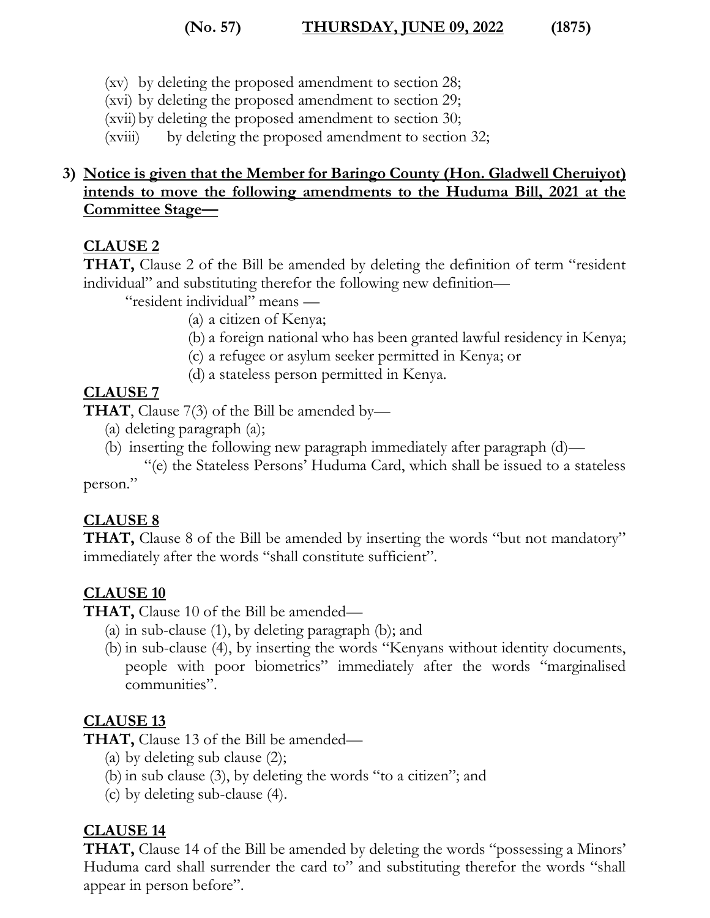(xv) by deleting the proposed amendment to section 28;
(xvi) by deleting the proposed amendment to section 29;
(xvii) by deleting the proposed amendment to section 30;
(xviii) by deleting the proposed amendment to section 32;

**3) Notice is given that the Member for Baringo County (Hon. Gladwell Cheruiyot) intends to move the following amendments to the Huduma Bill, 2021 at the Committee Stage—**

**CLAUSE 2**

**THAT,** Clause 2 of the Bill be amended by deleting the definition of term "resident individual" and substituting therefor the following new definition—

"resident individual" means —

(a) a citizen of Kenya;
(b) a foreign national who has been granted lawful residency in Kenya;
(c) a refugee or asylum seeker permitted in Kenya; or
(d) a stateless person permitted in Kenya.

**CLAUSE 7**

**THAT**, Clause 7(3) of the Bill be amended by—

(a) deleting paragraph (a);
(b) inserting the following new paragraph immediately after paragraph (d)—

"(e) the Stateless Persons' Huduma Card, which shall be issued to a stateless person."

**CLAUSE 8**

**THAT,** Clause 8 of the Bill be amended by inserting the words "but not mandatory" immediately after the words "shall constitute sufficient".

**CLAUSE 10**

**THAT,** Clause 10 of the Bill be amended—

(a) in sub-clause (1), by deleting paragraph (b); and
(b) in sub-clause (4), by inserting the words "Kenyans without identity documents, people with poor biometrics" immediately after the words "marginalised communities".

**CLAUSE 13**

**THAT,** Clause 13 of the Bill be amended—

(a) by deleting sub clause (2);
(b) in sub clause (3), by deleting the words "to a citizen"; and
(c) by deleting sub-clause (4).

**CLAUSE 14**

**THAT,** Clause 14 of the Bill be amended by deleting the words "possessing a Minors' Huduma card shall surrender the card to" and substituting therefor the words "shall appear in person before".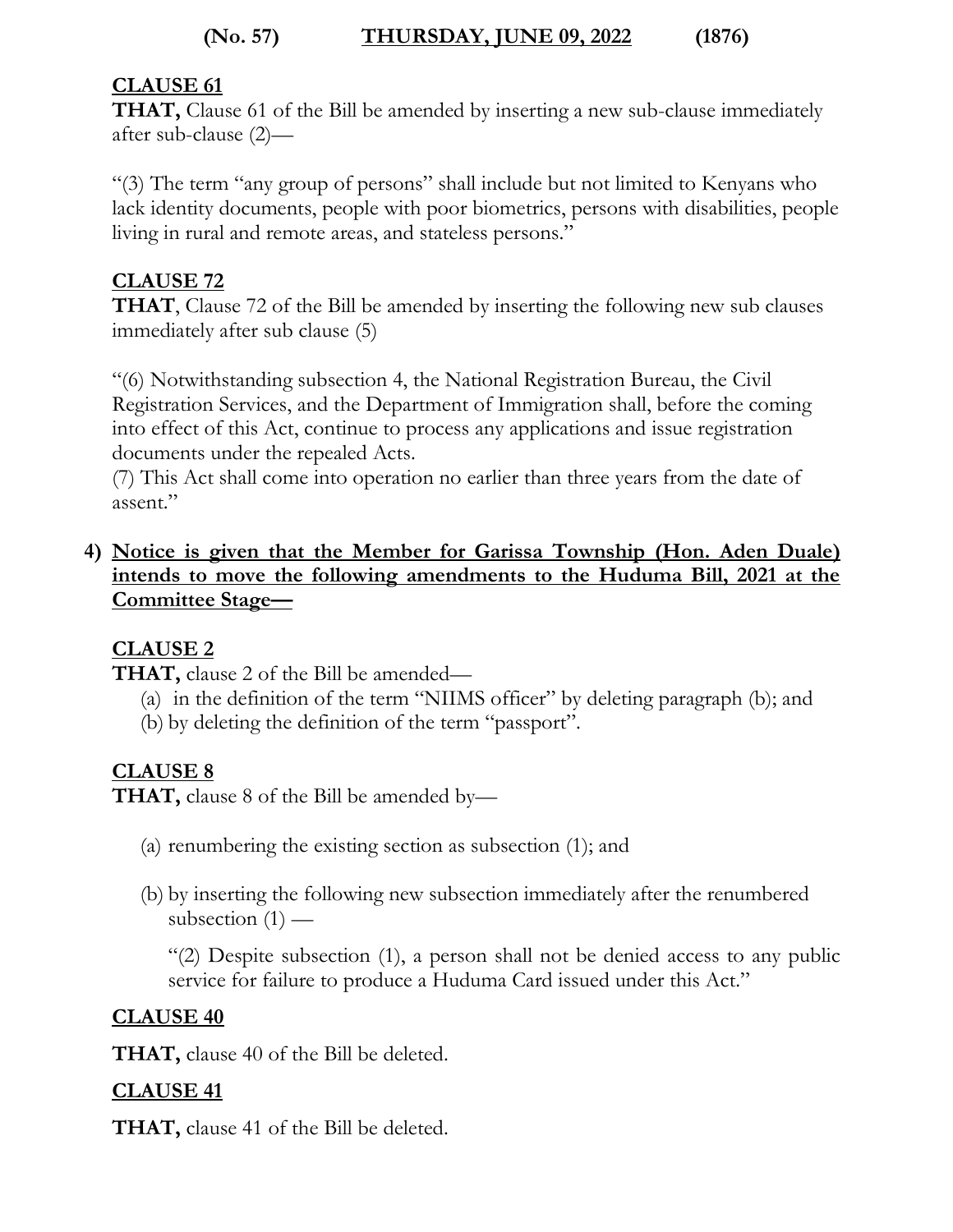**CLAUSE 61**

**THAT,** Clause 61 of the Bill be amended by inserting a new sub-clause immediately after sub-clause (2)—

"(3) The term "any group of persons" shall include but not limited to Kenyans who lack identity documents, people with poor biometrics, persons with disabilities, people living in rural and remote areas, and stateless persons."

**CLAUSE 72**

**THAT**, Clause 72 of the Bill be amended by inserting the following new sub clauses immediately after sub clause (5)

"(6) Notwithstanding subsection 4, the National Registration Bureau, the Civil Registration Services, and the Department of Immigration shall, before the coming into effect of this Act, continue to process any applications and issue registration documents under the repealed Acts.
(7) This Act shall come into operation no earlier than three years from the date of assent."

4) **Notice is given that the Member for Garissa Township (Hon. Aden Duale) intends to move the following amendments to the Huduma Bill, 2021 at the Committee Stage—**

**CLAUSE 2**

**THAT,** clause 2 of the Bill be amended—

(a) in the definition of the term "NIIMS officer" by deleting paragraph (b); and
(b) by deleting the definition of the term "passport".

**CLAUSE 8**

**THAT,** clause 8 of the Bill be amended by—

(a) renumbering the existing section as subsection (1); and

(b) by inserting the following new subsection immediately after the renumbered subsection (1) —

"(2) Despite subsection (1), a person shall not be denied access to any public service for failure to produce a Huduma Card issued under this Act."

**CLAUSE 40**

**THAT,** clause 40 of the Bill be deleted.

**CLAUSE 41**

**THAT,** clause 41 of the Bill be deleted.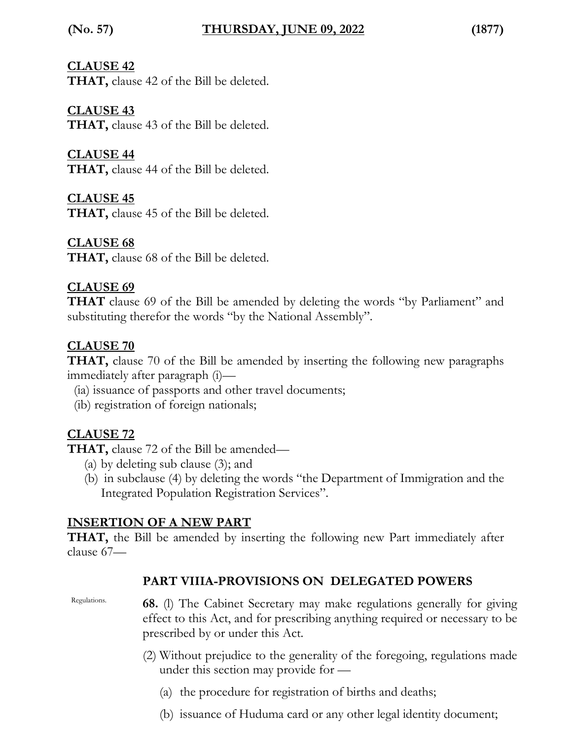**CLAUSE 42**

**THAT,** clause 42 of the Bill be deleted.

**CLAUSE 43**

**THAT,** clause 43 of the Bill be deleted.

**CLAUSE 44**

**THAT,** clause 44 of the Bill be deleted.

**CLAUSE 45**

**THAT,** clause 45 of the Bill be deleted.

**CLAUSE 68**

**THAT,** clause 68 of the Bill be deleted.

**CLAUSE 69**

**THAT** clause 69 of the Bill be amended by deleting the words "by Parliament" and substituting therefor the words "by the National Assembly".

**CLAUSE 70**

**THAT,** clause 70 of the Bill be amended by inserting the following new paragraphs immediately after paragraph (i)—

(ia) issuance of passports and other travel documents;
(ib) registration of foreign nationals;

**CLAUSE 72**

**THAT,** clause 72 of the Bill be amended—

(a) by deleting sub clause (3); and
(b) in subclause (4) by deleting the words "the Department of Immigration and the Integrated Population Registration Services".

**INSERTION OF A NEW PART**

**THAT,** the Bill be amended by inserting the following new Part immediately after clause 67—

**PART VIIIA-PROVISIONS ON DELEGATED POWERS**

Regulations.

**68.** (l) The Cabinet Secretary may make regulations generally for giving effect to this Act, and for prescribing anything required or necessary to be prescribed by or under this Act.

(2) Without prejudice to the generality of the foregoing, regulations made under this section may provide for —

(a) the procedure for registration of births and deaths;

(b) issuance of Huduma card or any other legal identity document;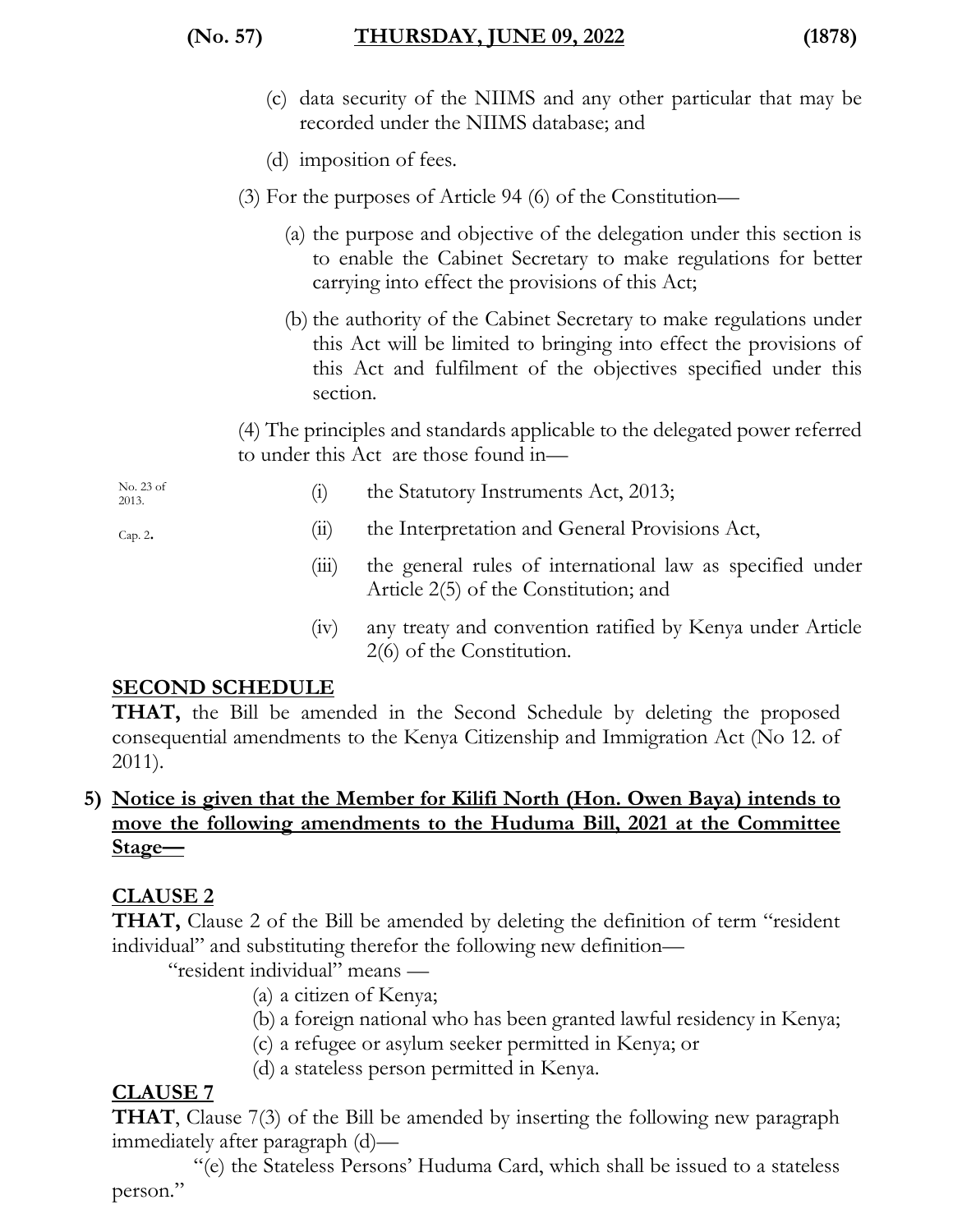(c) data security of the NIIMS and any other particular that may be recorded under the NIIMS database; and

(d) imposition of fees.

(3) For the purposes of Article 94 (6) of the Constitution—

(a) the purpose and objective of the delegation under this section is to enable the Cabinet Secretary to make regulations for better carrying into effect the provisions of this Act;

(b) the authority of the Cabinet Secretary to make regulations under this Act will be limited to bringing into effect the provisions of this Act and fulfilment of the objectives specified under this section.

(4) The principles and standards applicable to the delegated power referred to under this Act are those found in—

(i) the Statutory Instruments Act, 2013; (No. 23 of 2013.)

(ii) the Interpretation and General Provisions Act, (Cap. 2.)

(iii) the general rules of international law as specified under Article 2(5) of the Constitution; and

(iv) any treaty and convention ratified by Kenya under Article 2(6) of the Constitution.

**SECOND SCHEDULE**

**THAT,** the Bill be amended in the Second Schedule by deleting the proposed consequential amendments to the Kenya Citizenship and Immigration Act (No 12. of 2011).

5) **Notice is given that the Member for Kilifi North (Hon. Owen Baya) intends to move the following amendments to the Huduma Bill, 2021 at the Committee Stage—**

**CLAUSE 2**

**THAT,** Clause 2 of the Bill be amended by deleting the definition of term "resident individual" and substituting therefor the following new definition—

"resident individual" means —

(a) a citizen of Kenya;

(b) a foreign national who has been granted lawful residency in Kenya;

(c) a refugee or asylum seeker permitted in Kenya; or

(d) a stateless person permitted in Kenya.

**CLAUSE 7**

**THAT**, Clause 7(3) of the Bill be amended by inserting the following new paragraph immediately after paragraph (d)—

"(e) the Stateless Persons' Huduma Card, which shall be issued to a stateless person."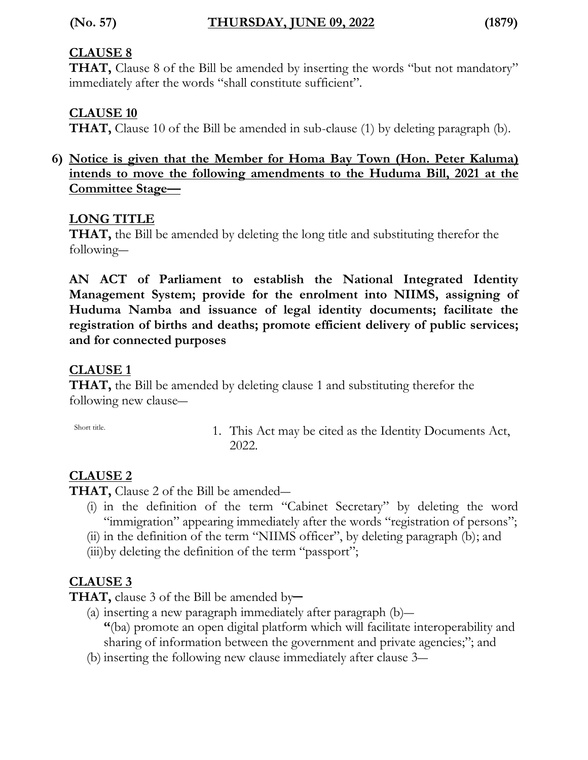**CLAUSE 8**

**THAT,** Clause 8 of the Bill be amended by inserting the words "but not mandatory" immediately after the words "shall constitute sufficient".

**CLAUSE 10**

**THAT,** Clause 10 of the Bill be amended in sub-clause (1) by deleting paragraph (b).

6) **Notice is given that the Member for Homa Bay Town (Hon. Peter Kaluma) intends to move the following amendments to the Huduma Bill, 2021 at the Committee Stage—**

**LONG TITLE**

**THAT,** the Bill be amended by deleting the long title and substituting therefor the following—

**AN ACT of Parliament to establish the National Integrated Identity Management System; provide for the enrolment into NIIMS, assigning of Huduma Namba and issuance of legal identity documents; facilitate the registration of births and deaths; promote efficient delivery of public services; and for connected purposes**

**CLAUSE 1**

**THAT,** the Bill be amended by deleting clause 1 and substituting therefor the following new clause—

Short title.

1. This Act may be cited as the Identity Documents Act, 2022.

**CLAUSE 2**

**THAT,** Clause 2 of the Bill be amended—

(i) in the definition of the term "Cabinet Secretary" by deleting the word "immigration" appearing immediately after the words "registration of persons";
(ii) in the definition of the term "NIIMS officer", by deleting paragraph (b); and
(iii) by deleting the definition of the term "passport";

**CLAUSE 3**

**THAT,** clause 3 of the Bill be amended by—

(a) inserting a new paragraph immediately after paragraph (b)—
"(ba) promote an open digital platform which will facilitate interoperability and sharing of information between the government and private agencies;"; and
(b) inserting the following new clause immediately after clause 3—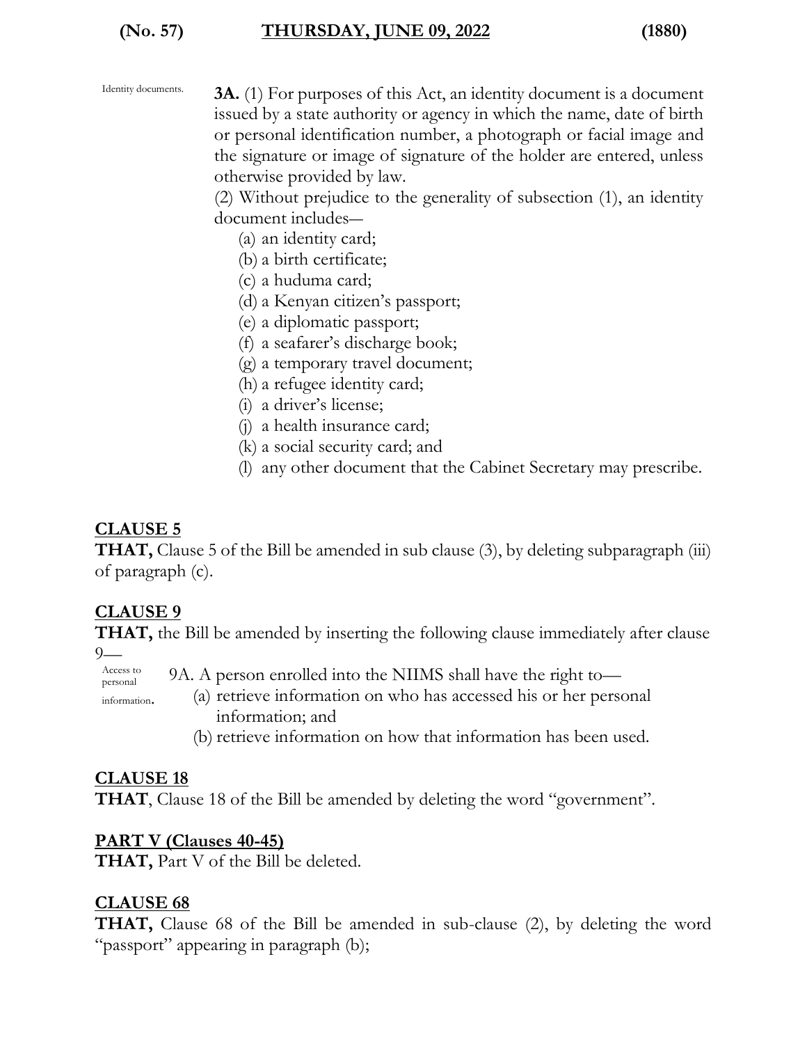Identity documents.

**3A.** (1) For purposes of this Act, an identity document is a document issued by a state authority or agency in which the name, date of birth or personal identification number, a photograph or facial image and the signature or image of signature of the holder are entered, unless otherwise provided by law.

(2) Without prejudice to the generality of subsection (1), an identity document includes—

(a) an identity card;
(b) a birth certificate;
(c) a huduma card;
(d) a Kenyan citizen's passport;
(e) a diplomatic passport;
(f) a seafarer's discharge book;
(g) a temporary travel document;
(h) a refugee identity card;
(i) a driver's license;
(j) a health insurance card;
(k) a social security card; and
(l) any other document that the Cabinet Secretary may prescribe.

## CLAUSE 5

**THAT,** Clause 5 of the Bill be amended in sub clause (3), by deleting subparagraph (iii) of paragraph (c).

## CLAUSE 9

**THAT,** the Bill be amended by inserting the following clause immediately after clause 9—

Access to personal information.

9A. A person enrolled into the NIIMS shall have the right to—

(a) retrieve information on who has accessed his or her personal information; and
(b) retrieve information on how that information has been used.

## CLAUSE 18

**THAT**, Clause 18 of the Bill be amended by deleting the word "government".

## PART V (Clauses 40-45)

**THAT,** Part V of the Bill be deleted.

## CLAUSE 68

**THAT,** Clause 68 of the Bill be amended in sub-clause (2), by deleting the word "passport" appearing in paragraph (b);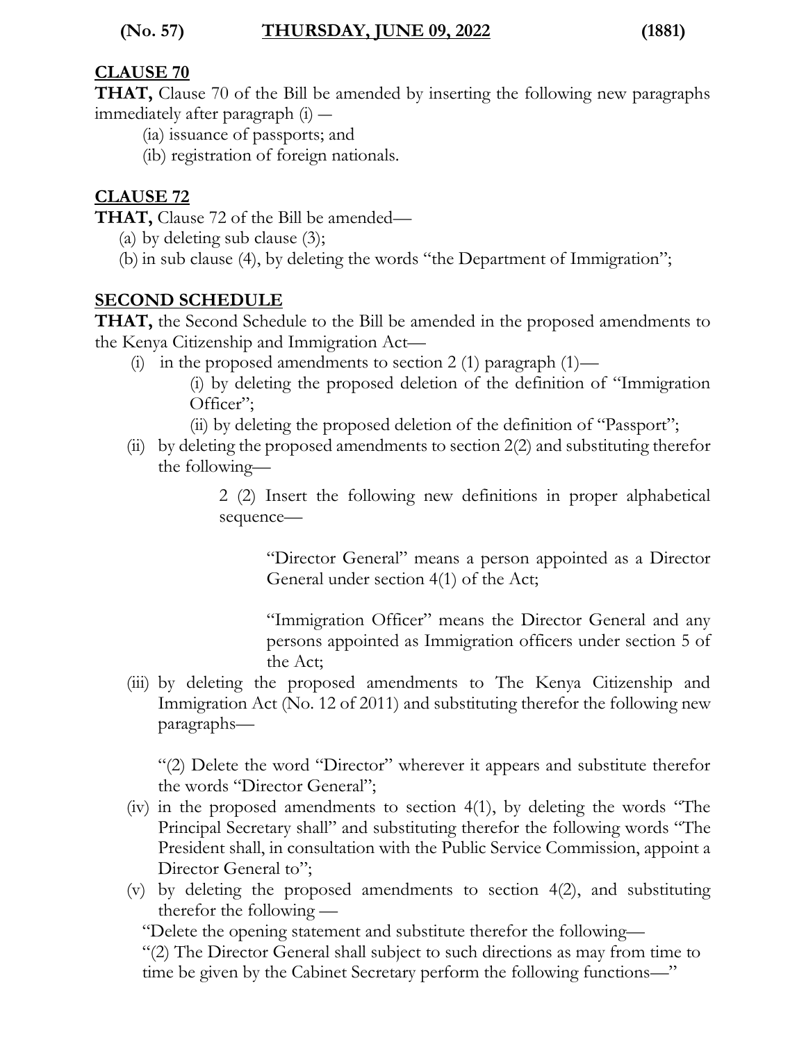## CLAUSE 70

**THAT,** Clause 70 of the Bill be amended by inserting the following new paragraphs immediately after paragraph (i) —

(ia) issuance of passports; and

(ib) registration of foreign nationals.

## CLAUSE 72

**THAT,** Clause 72 of the Bill be amended—

(a) by deleting sub clause (3);

(b) in sub clause (4), by deleting the words "the Department of Immigration";

## SECOND SCHEDULE

**THAT,** the Second Schedule to the Bill be amended in the proposed amendments to the Kenya Citizenship and Immigration Act—

(i) in the proposed amendments to section 2 (1) paragraph (1)—

(i) by deleting the proposed deletion of the definition of "Immigration Officer";

(ii) by deleting the proposed deletion of the definition of "Passport";

(ii) by deleting the proposed amendments to section 2(2) and substituting therefor the following—

2 (2) Insert the following new definitions in proper alphabetical sequence—

"Director General" means a person appointed as a Director General under section 4(1) of the Act;

"Immigration Officer" means the Director General and any persons appointed as Immigration officers under section 5 of the Act;

(iii) by deleting the proposed amendments to The Kenya Citizenship and Immigration Act (No. 12 of 2011) and substituting therefor the following new paragraphs—

"(2) Delete the word "Director" wherever it appears and substitute therefor the words "Director General";

(iv) in the proposed amendments to section 4(1), by deleting the words "The Principal Secretary shall" and substituting therefor the following words "The President shall, in consultation with the Public Service Commission, appoint a Director General to";

(v) by deleting the proposed amendments to section 4(2), and substituting therefor the following —

"Delete the opening statement and substitute therefor the following—

"(2) The Director General shall subject to such directions as may from time to time be given by the Cabinet Secretary perform the following functions—"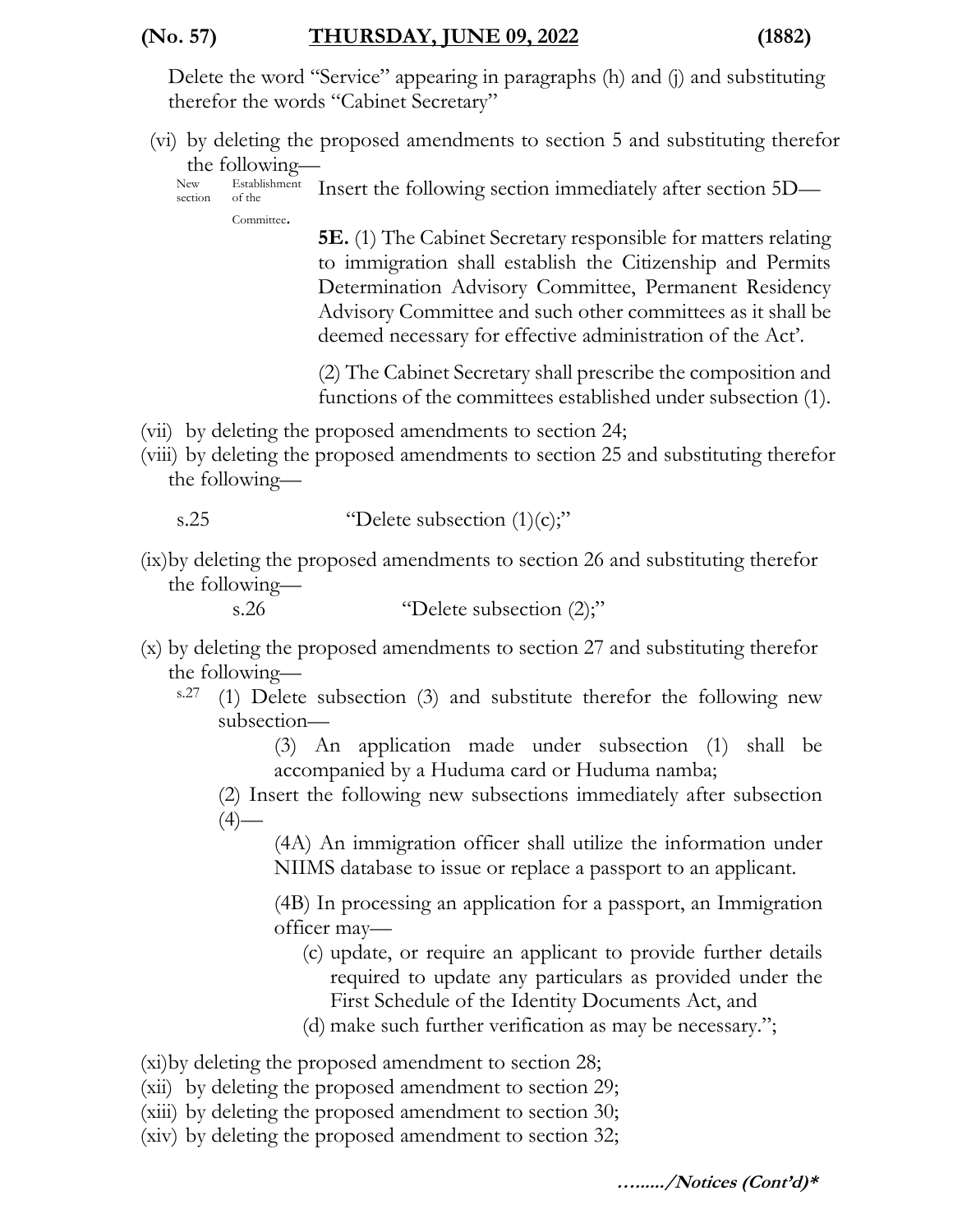Delete the word "Service" appearing in paragraphs (h) and (j) and substituting therefor the words "Cabinet Secretary"

(vi) by deleting the proposed amendments to section 5 and substituting therefor the following—

New section — Establishment of the Committee. Insert the following section immediately after section 5D—

**5E.** (1) The Cabinet Secretary responsible for matters relating to immigration shall establish the Citizenship and Permits Determination Advisory Committee, Permanent Residency Advisory Committee and such other committees as it shall be deemed necessary for effective administration of the Act'.

(2) The Cabinet Secretary shall prescribe the composition and functions of the committees established under subsection (1).

(vii) by deleting the proposed amendments to section 24;

(viii) by deleting the proposed amendments to section 25 and substituting therefor the following—

s.25 "Delete subsection (1)(c);"

(ix) by deleting the proposed amendments to section 26 and substituting therefor the following—

s.26 "Delete subsection (2);"

(x) by deleting the proposed amendments to section 27 and substituting therefor the following—

s.27 (1) Delete subsection (3) and substitute therefor the following new subsection—

(3) An application made under subsection (1) shall be accompanied by a Huduma card or Huduma namba;

(2) Insert the following new subsections immediately after subsection (4)—

(4A) An immigration officer shall utilize the information under NIIMS database to issue or replace a passport to an applicant.

(4B) In processing an application for a passport, an Immigration officer may—

(c) update, or require an applicant to provide further details required to update any particulars as provided under the First Schedule of the Identity Documents Act, and

(d) make such further verification as may be necessary.";

(xi) by deleting the proposed amendment to section 28;

(xii) by deleting the proposed amendment to section 29;

(xiii) by deleting the proposed amendment to section 30;

(xiv) by deleting the proposed amendment to section 32;

*......../Notices (Cont'd)**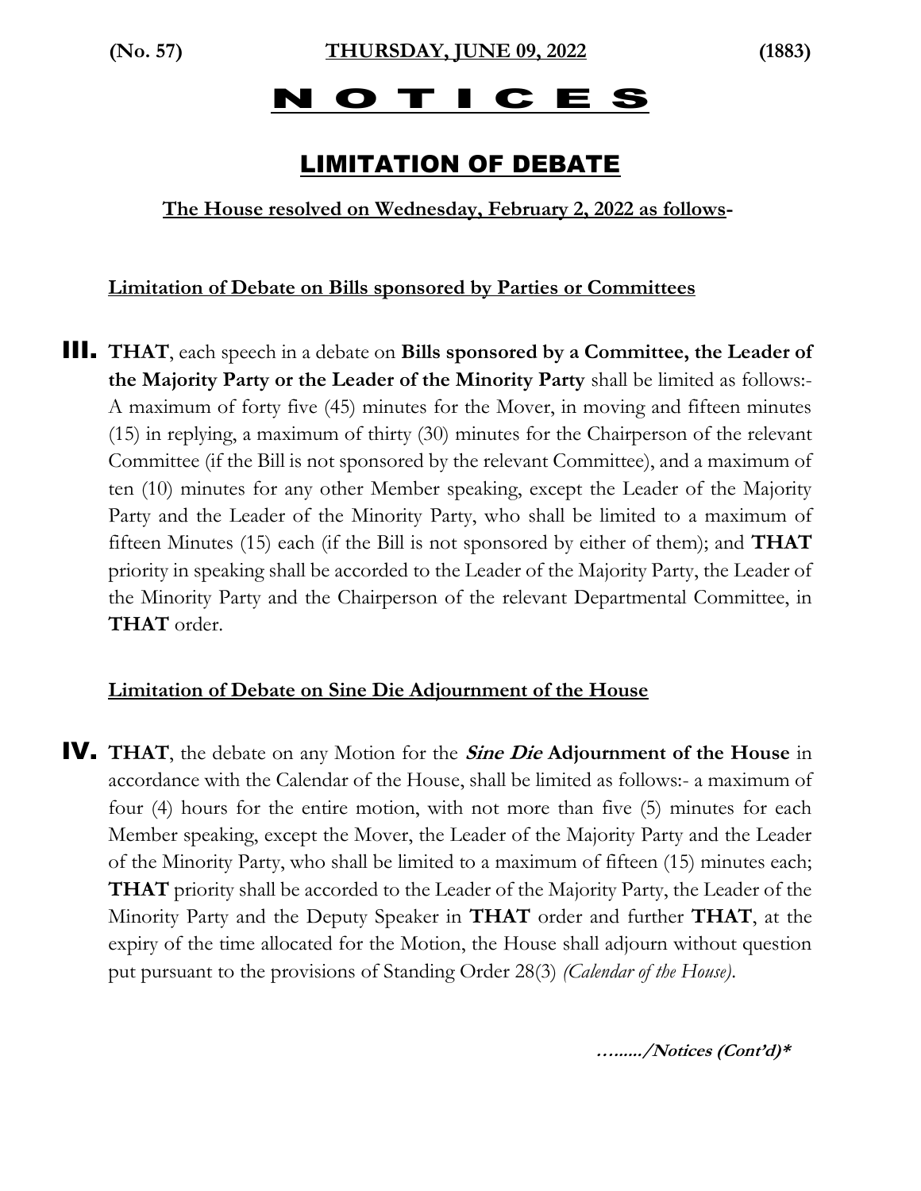# NOTICES

## LIMITATION OF DEBATE

**The House resolved on Wednesday, February 2, 2022 as follows-**

**Limitation of Debate on Bills sponsored by Parties or Committees**

**III.** **THAT**, each speech in a debate on **Bills sponsored by a Committee, the Leader of the Majority Party or the Leader of the Minority Party** shall be limited as follows:- A maximum of forty five (45) minutes for the Mover, in moving and fifteen minutes (15) in replying, a maximum of thirty (30) minutes for the Chairperson of the relevant Committee (if the Bill is not sponsored by the relevant Committee), and a maximum of ten (10) minutes for any other Member speaking, except the Leader of the Majority Party and the Leader of the Minority Party, who shall be limited to a maximum of fifteen Minutes (15) each (if the Bill is not sponsored by either of them); and **THAT** priority in speaking shall be accorded to the Leader of the Majority Party, the Leader of the Minority Party and the Chairperson of the relevant Departmental Committee, in **THAT** order.

**Limitation of Debate on Sine Die Adjournment of the House**

**IV.** **THAT**, the debate on any Motion for the ***Sine Die*** **Adjournment of the House** in accordance with the Calendar of the House, shall be limited as follows:- a maximum of four (4) hours for the entire motion, with not more than five (5) minutes for each Member speaking, except the Mover, the Leader of the Majority Party and the Leader of the Minority Party, who shall be limited to a maximum of fifteen (15) minutes each; **THAT** priority shall be accorded to the Leader of the Majority Party, the Leader of the Minority Party and the Deputy Speaker in **THAT** order and further **THAT**, at the expiry of the time allocated for the Motion, the House shall adjourn without question put pursuant to the provisions of Standing Order 28(3) *(Calendar of the House)*.

***……../Notices (Cont'd)****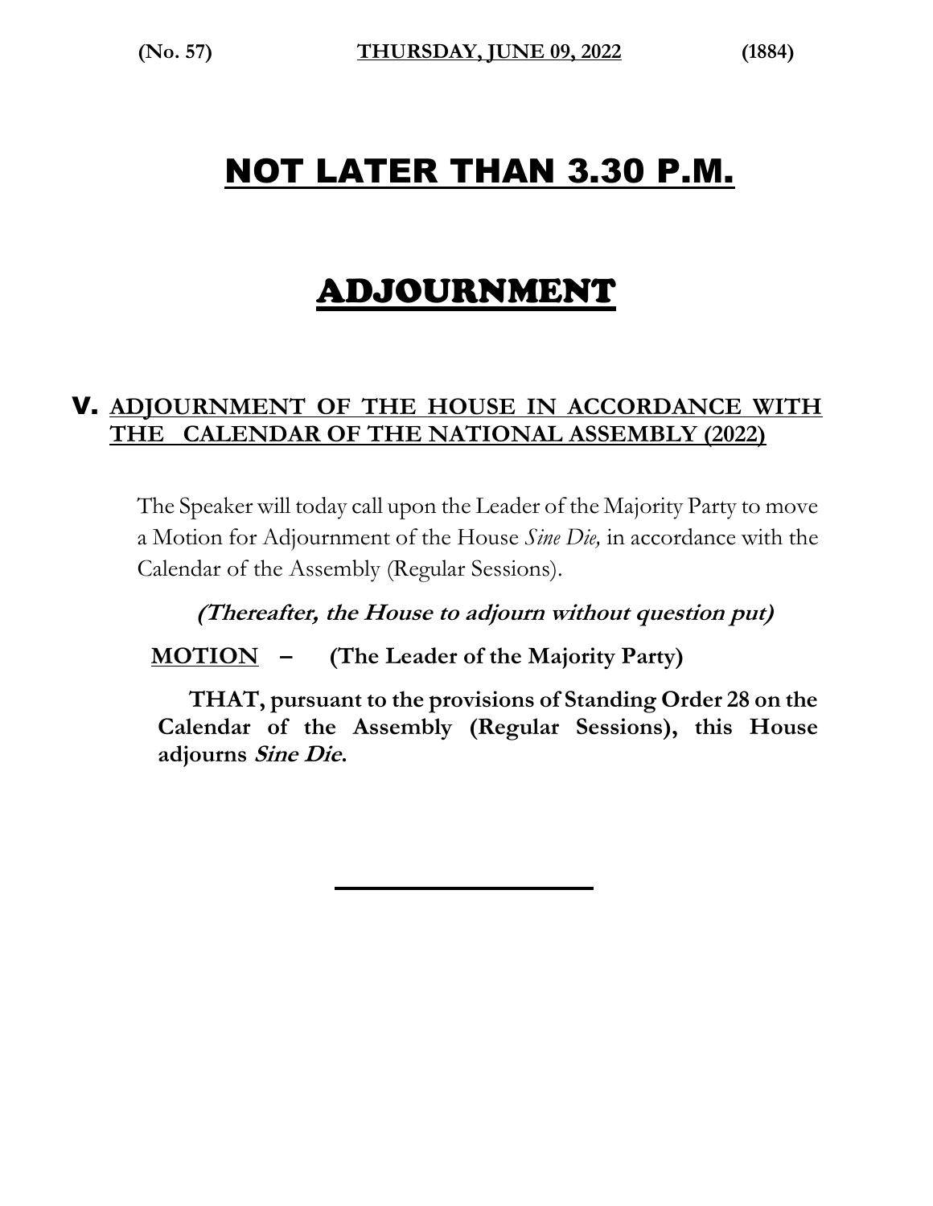# NOT LATER THAN 3.30 P.M.

# ADJOURNMENT

## V. ADJOURNMENT OF THE HOUSE IN ACCORDANCE WITH THE CALENDAR OF THE NATIONAL ASSEMBLY (2022)

The Speaker will today call upon the Leader of the Majority Party to move a Motion for Adjournment of the House *Sine Die,* in accordance with the Calendar of the Assembly (Regular Sessions).

***(Thereafter, the House to adjourn without question put)***

**MOTION – (The Leader of the Majority Party)**

**THAT, pursuant to the provisions of Standing Order 28 on the Calendar of the Assembly (Regular Sessions), this House adjourns *Sine Die*.**

---